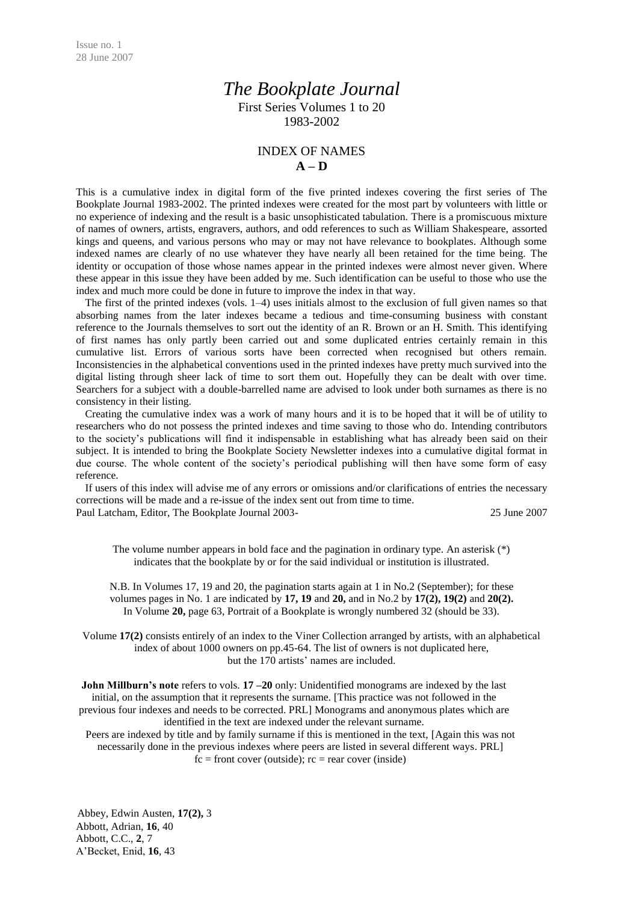Issue no. 1
28 June 2007

# *The Bookplate Journal*

First Series Volumes 1 to 20
1983-2002

## INDEX OF NAMES
## A – D

This is a cumulative index in digital form of the five printed indexes covering the first series of The Bookplate Journal 1983-2002. The printed indexes were created for the most part by volunteers with little or no experience of indexing and the result is a basic unsophisticated tabulation. There is a promiscuous mixture of names of owners, artists, engravers, authors, and odd references to such as William Shakespeare, assorted kings and queens, and various persons who may or may not have relevance to bookplates. Although some indexed names are clearly of no use whatever they have nearly all been retained for the time being. The identity or occupation of those whose names appear in the printed indexes were almost never given. Where these appear in this issue they have been added by me. Such identification can be useful to those who use the index and much more could be done in future to improve the index in that way.

The first of the printed indexes (vols. 1–4) uses initials almost to the exclusion of full given names so that absorbing names from the later indexes became a tedious and time-consuming business with constant reference to the Journals themselves to sort out the identity of an R. Brown or an H. Smith. This identifying of first names has only partly been carried out and some duplicated entries certainly remain in this cumulative list. Errors of various sorts have been corrected when recognised but others remain. Inconsistencies in the alphabetical conventions used in the printed indexes have pretty much survived into the digital listing through sheer lack of time to sort them out. Hopefully they can be dealt with over time. Searchers for a subject with a double-barrelled name are advised to look under both surnames as there is no consistency in their listing.

Creating the cumulative index was a work of many hours and it is to be hoped that it will be of utility to researchers who do not possess the printed indexes and time saving to those who do. Intending contributors to the society's publications will find it indispensable in establishing what has already been said on their subject. It is intended to bring the Bookplate Society Newsletter indexes into a cumulative digital format in due course. The whole content of the society's periodical publishing will then have some form of easy reference.

If users of this index will advise me of any errors or omissions and/or clarifications of entries the necessary corrections will be made and a re-issue of the index sent out from time to time.
Paul Latcham, Editor, The Bookplate Journal 2003- 25 June 2007

The volume number appears in bold face and the pagination in ordinary type. An asterisk (*) indicates that the bookplate by or for the said individual or institution is illustrated.

N.B. In Volumes 17, 19 and 20, the pagination starts again at 1 in No.2 (September); for these volumes pages in No. 1 are indicated by **17, 19** and **20,** and in No.2 by **17(2), 19(2)** and **20(2).** In Volume **20,** page 63, Portrait of a Bookplate is wrongly numbered 32 (should be 33).

Volume **17(2)** consists entirely of an index to the Viner Collection arranged by artists, with an alphabetical index of about 1000 owners on pp.45-64. The list of owners is not duplicated here, but the 170 artists' names are included.

**John Millburn's note** refers to vols. **17 –20** only: Unidentified monograms are indexed by the last initial, on the assumption that it represents the surname. [This practice was not followed in the previous four indexes and needs to be corrected. PRL] Monograms and anonymous plates which are identified in the text are indexed under the relevant surname.
Peers are indexed by title and by family surname if this is mentioned in the text, [Again this was not necessarily done in the previous indexes where peers are listed in several different ways. PRL]
fc = front cover (outside); rc = rear cover (inside)

Abbey, Edwin Austen, **17(2),** 3
Abbott, Adrian, **16**, 40
Abbott, C.C., **2**, 7
A'Becket, Enid, **16**, 43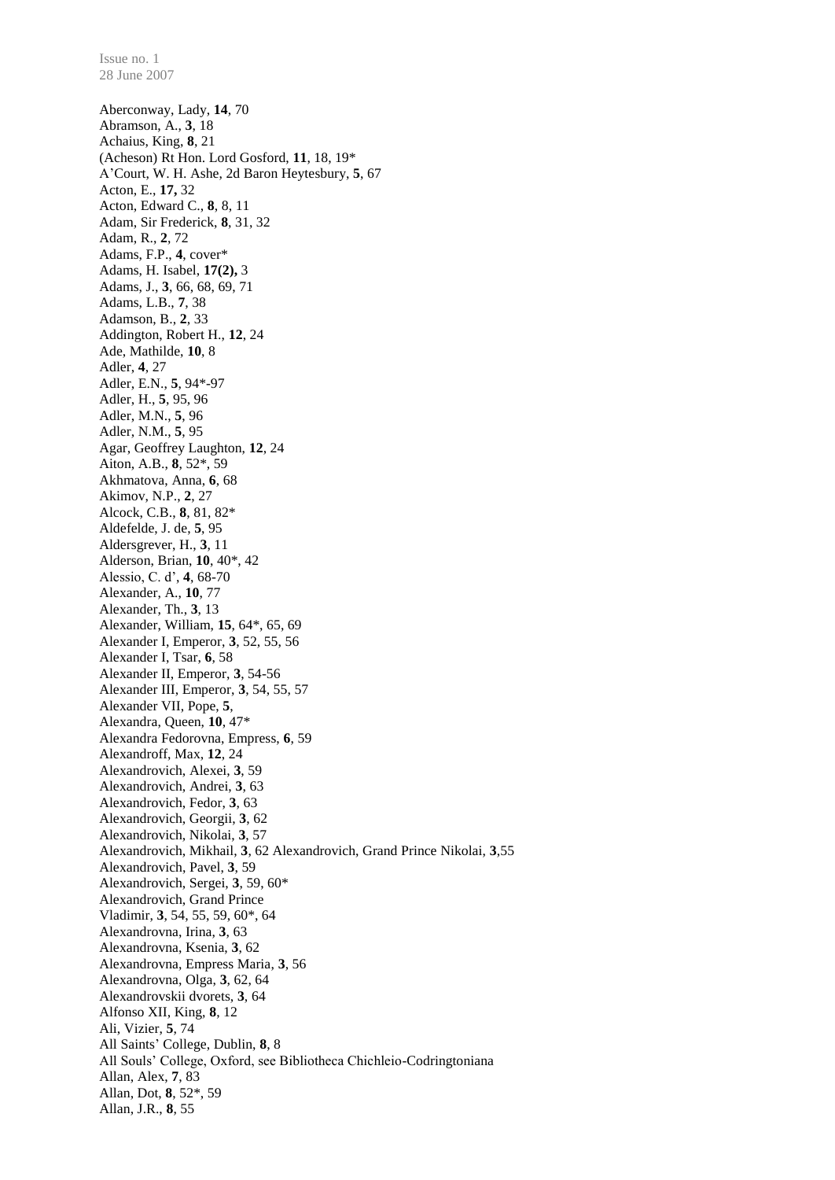Aberconway, Lady, **14**, 70
Abramson, A., **3**, 18
Achaius, King, **8**, 21
(Acheson) Rt Hon. Lord Gosford, **11**, 18, 19*
A'Court, W. H. Ashe, 2d Baron Heytesbury, **5**, 67
Acton, E., **17,** 32
Acton, Edward C., **8**, 8, 11
Adam, Sir Frederick, **8**, 31, 32
Adam, R., **2**, 72
Adams, F.P., **4**, cover*
Adams, H. Isabel, **17(2),** 3
Adams, J., **3**, 66, 68, 69, 71
Adams, L.B., **7**, 38
Adamson, B., **2**, 33
Addington, Robert H., **12**, 24
Ade, Mathilde, **10**, 8
Adler, **4**, 27
Adler, E.N., **5**, 94*-97
Adler, H., **5**, 95, 96
Adler, M.N., **5**, 96
Adler, N.M., **5**, 95
Agar, Geoffrey Laughton, **12**, 24
Aiton, A.B., **8**, 52*, 59
Akhmatova, Anna, **6**, 68
Akimov, N.P., **2**, 27
Alcock, C.B., **8**, 81, 82*
Aldefelde, J. de, **5**, 95
Aldersgrever, H., **3**, 11
Alderson, Brian, **10**, 40*, 42
Alessio, C. d', **4**, 68-70
Alexander, A., **10**, 77
Alexander, Th., **3**, 13
Alexander, William, **15**, 64*, 65, 69
Alexander I, Emperor, **3**, 52, 55, 56
Alexander I, Tsar, **6**, 58
Alexander II, Emperor, **3**, 54-56
Alexander III, Emperor, **3**, 54, 55, 57
Alexander VII, Pope, **5**,
Alexandra, Queen, **10**, 47*
Alexandra Fedorovna, Empress, **6**, 59
Alexandroff, Max, **12**, 24
Alexandrovich, Alexei, **3**, 59
Alexandrovich, Andrei, **3**, 63
Alexandrovich, Fedor, **3**, 63
Alexandrovich, Georgii, **3**, 62
Alexandrovich, Nikolai, **3**, 57
Alexandrovich, Mikhail, **3**, 62 Alexandrovich, Grand Prince Nikolai, **3**,55
Alexandrovich, Pavel, **3**, 59
Alexandrovich, Sergei, **3**, 59, 60*
Alexandrovich, Grand Prince
Vladimir, **3**, 54, 55, 59, 60*, 64
Alexandrovna, Irina, **3**, 63
Alexandrovna, Ksenia, **3**, 62
Alexandrovna, Empress Maria, **3**, 56
Alexandrovna, Olga, **3**, 62, 64
Alexandrovskii dvorets, **3**, 64
Alfonso XII, King, **8**, 12
Ali, Vizier, **5**, 74
All Saints' College, Dublin, **8**, 8
All Souls' College, Oxford, see Bibliotheca Chichleio-Codringtoniana
Allan, Alex, **7**, 83
Allan, Dot, **8**, 52*, 59
Allan, J.R., **8**, 55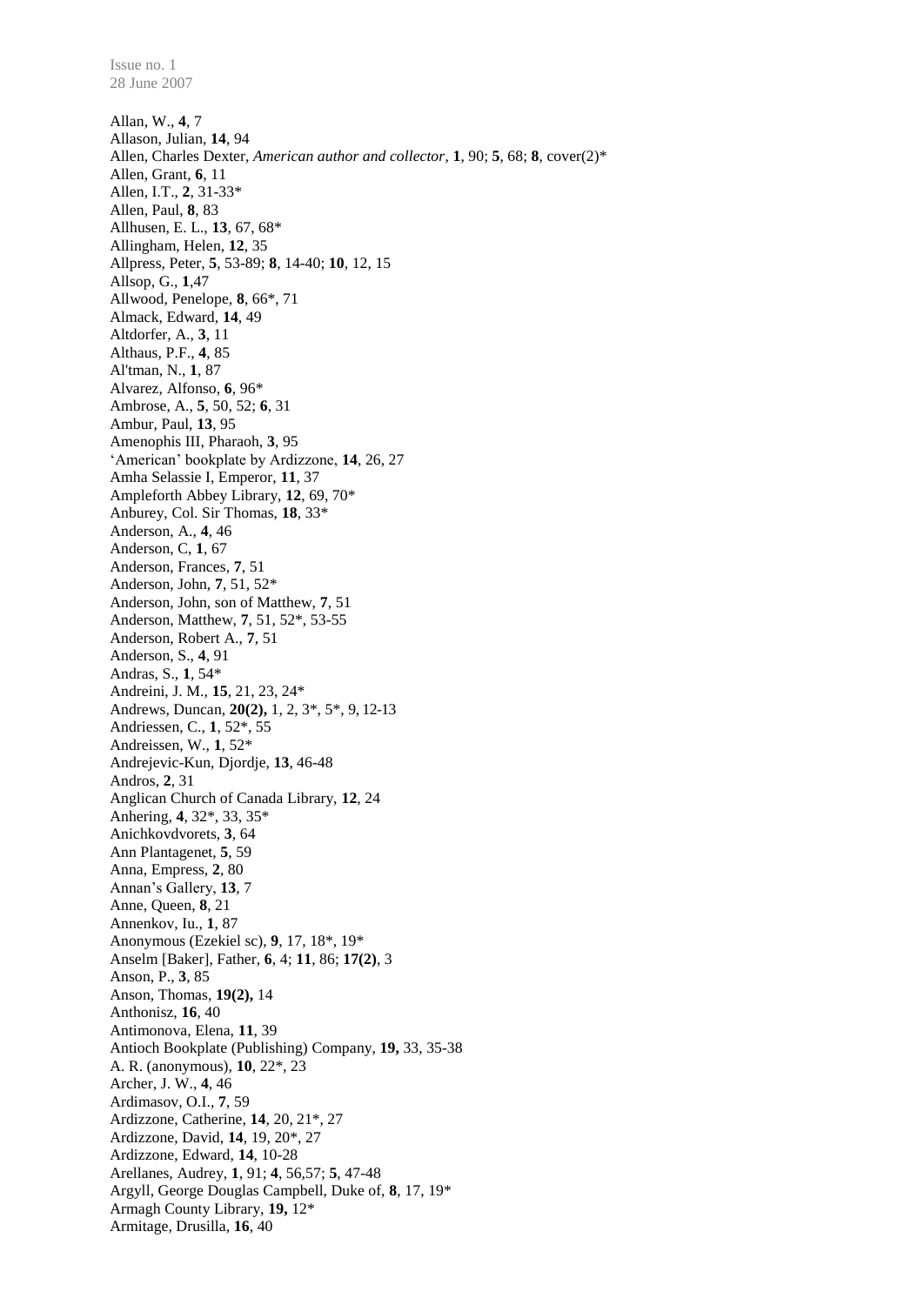Allan, W., **4**, 7
Allason, Julian, **14**, 94
Allen, Charles Dexter, *American author and collector*, **1**, 90; **5**, 68; **8**, cover(2)*
Allen, Grant, **6**, 11
Allen, I.T., **2**, 31-33*
Allen, Paul, **8**, 83
Allhusen, E. L., **13**, 67, 68*
Allingham, Helen, **12**, 35
Allpress, Peter, **5**, 53-89; **8**, 14-40; **10**, 12, 15
Allsop, G., **1**,47
Allwood, Penelope, **8**, 66*, 71
Almack, Edward, **14**, 49
Altdorfer, A., **3**, 11
Althaus, P.F., **4**, 85
Al'tman, N., **1**, 87
Alvarez, Alfonso, **6**, 96*
Ambrose, A., **5**, 50, 52; **6**, 31
Ambur, Paul, **13**, 95
Amenophis III, Pharaoh, **3**, 95
'American' bookplate by Ardizzone, **14**, 26, 27
Amha Selassie I, Emperor, **11**, 37
Ampleforth Abbey Library, **12**, 69, 70*
Anburey, Col. Sir Thomas, **18**, 33*
Anderson, A., **4**, 46
Anderson, C, **1**, 67
Anderson, Frances, **7**, 51
Anderson, John, **7**, 51, 52*
Anderson, John, son of Matthew, **7**, 51
Anderson, Matthew, **7**, 51, 52*, 53-55
Anderson, Robert A., **7**, 51
Anderson, S., **4**, 91
Andras, S., **1**, 54*
Andreini, J. M., **15**, 21, 23, 24*
Andrews, Duncan, **20(2),** 1, 2, 3*, 5*, 9, 12-13
Andriessen, C., **1**, 52*, 55
Andreissen, W., **1**, 52*
Andrejevic-Kun, Djordje, **13**, 46-48
Andros, **2**, 31
Anglican Church of Canada Library, **12**, 24
Anhering, **4**, 32*, 33, 35*
Anichkovdvorets, **3**, 64
Ann Plantagenet, **5**, 59
Anna, Empress, **2**, 80
Annan's Gallery, **13**, 7
Anne, Queen, **8**, 21
Annenkov, Iu., **1**, 87
Anonymous (Ezekiel sc), **9**, 17, 18*, 19*
Anselm [Baker], Father, **6**, 4; **11**, 86; **17(2)**, 3
Anson, P., **3**, 85
Anson, Thomas, **19(2),** 14
Anthonisz, **16**, 40
Antimonova, Elena, **11**, 39
Antioch Bookplate (Publishing) Company, **19,** 33, 35-38
A. R. (anonymous), **10**, 22*, 23
Archer, J. W., **4**, 46
Ardimasov, O.I., **7**, 59
Ardizzone, Catherine, **14**, 20, 21*, 27
Ardizzone, David, **14**, 19, 20*, 27
Ardizzone, Edward, **14**, 10-28
Arellanes, Audrey, **1**, 91; **4**, 56,57; **5**, 47-48
Argyll, George Douglas Campbell, Duke of, **8**, 17, 19*
Armagh County Library, **19,** 12*
Armitage, Drusilla, **16**, 40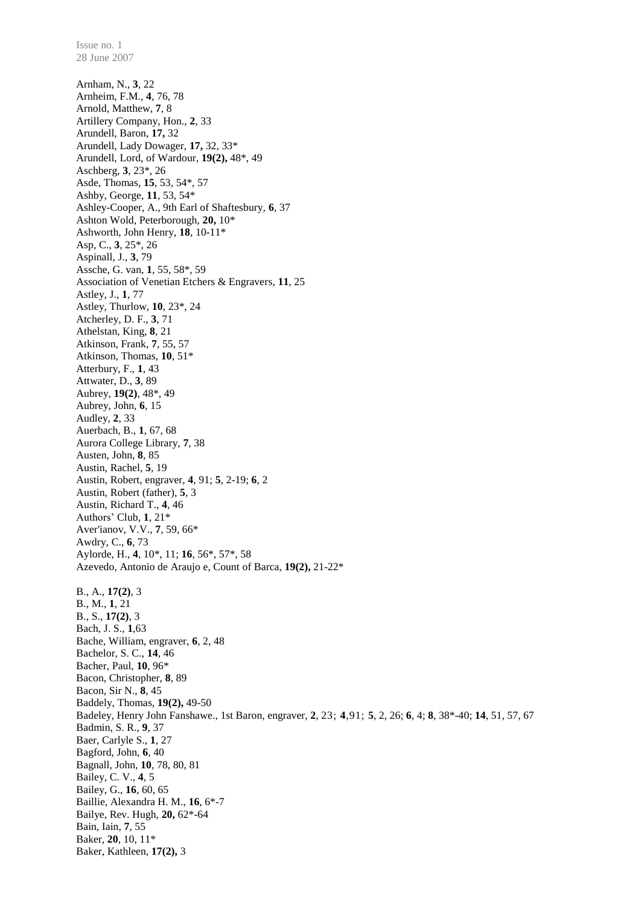Arnham, N., **3**, 22
Arnheim, F.M., **4**, 76, 78
Arnold, Matthew, **7**, 8
Artillery Company, Hon., **2**, 33
Arundell, Baron, **17,** 32
Arundell, Lady Dowager, **17,** 32, 33*
Arundell, Lord, of Wardour, **19(2),** 48*, 49
Aschberg, **3**, 23*, 26
Asde, Thomas, **15**, 53, 54*, 57
Ashby, George, **11**, 53, 54*
Ashley-Cooper, A., 9th Earl of Shaftesbury, **6**, 37
Ashton Wold, Peterborough, **20,** 10*
Ashworth, John Henry, **18**, 10-11*
Asp, C., **3**, 25*, 26
Aspinall, J., **3**, 79
Assche, G. van, **1**, 55, 58*, 59
Association of Venetian Etchers & Engravers, **11**, 25
Astley, J., **1**, 77
Astley, Thurlow, **10**, 23*, 24
Atcherley, D. F., **3**, 71
Athelstan, King, **8**, 21
Atkinson, Frank, **7**, 55, 57
Atkinson, Thomas, **10**, 51*
Atterbury, F., **1**, 43
Attwater, D., **3**, 89
Aubrey, **19(2)**, 48*, 49
Aubrey, John, **6**, 15
Audley, **2**, 33
Auerbach, B., **1**, 67, 68
Aurora College Library, **7**, 38
Austen, John, **8**, 85
Austin, Rachel, **5**, 19
Austin, Robert, engraver, **4**, 91; **5**, 2-19; **6**, 2
Austin, Robert (father), **5**, 3
Austin, Richard T., **4**, 46
Authors' Club, **1**, 21*
Aver'ianov, V.V., **7**, 59, 66*
Awdry, C., **6**, 73
Aylorde, H., **4**, 10*, 11; **16**, 56*, 57*, 58
Azevedo, Antonio de Araujo e, Count of Barca, **19(2),** 21-22*

B., A., **17(2)**, 3
B., M., **1**, 21
B., S., **17(2)**, 3
Bach, J. S., **1**,63
Bache, William, engraver, **6**, 2, 48
Bachelor, S. C., **14**, 46
Bacher, Paul, **10**, 96*
Bacon, Christopher, **8**, 89
Bacon, Sir N., **8**, 45
Baddely, Thomas, **19(2),** 49-50
Badeley, Henry John Fanshawe., 1st Baron, engraver, **2**, 23; **4**,91; **5**, 2, 26; **6**, 4; **8**, 38*-40; **14**, 51, 57, 67
Badmin, S. R., **9**, 37
Baer, Carlyle S., **1**, 27
Bagford, John, **6**, 40
Bagnall, John, **10**, 78, 80, 81
Bailey, C. V., **4**, 5
Bailey, G., **16**, 60, 65
Baillie, Alexandra H. M., **16**, 6*-7
Bailye, Rev. Hugh, **20,** 62*-64
Bain, Iain, **7**, 55
Baker, **20**, 10, 11*
Baker, Kathleen, **17(2),** 3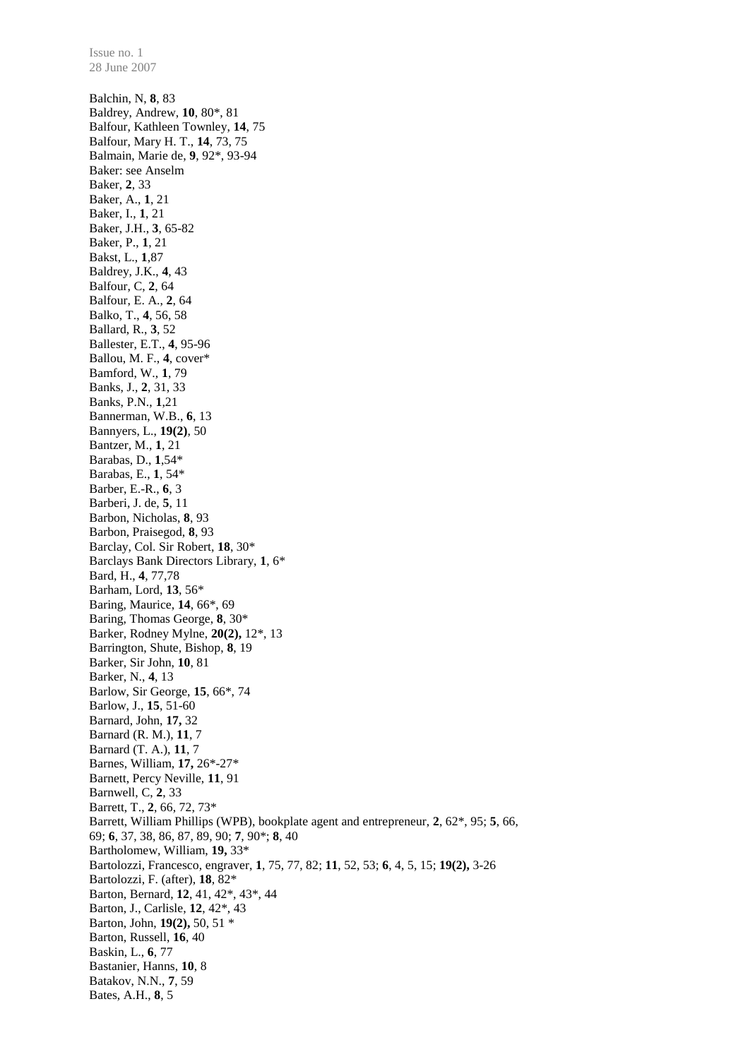Balchin, N, **8**, 83
Baldrey, Andrew, **10**, 80*, 81
Balfour, Kathleen Townley, **14**, 75
Balfour, Mary H. T., **14**, 73, 75
Balmain, Marie de, **9**, 92*, 93-94
Baker: see Anselm
Baker, **2**, 33
Baker, A., **1**, 21
Baker, I., **1**, 21
Baker, J.H., **3**, 65-82
Baker, P., **1**, 21
Bakst, L., **1**,87
Baldrey, J.K., **4**, 43
Balfour, C, **2**, 64
Balfour, E. A., **2**, 64
Balko, T., **4**, 56, 58
Ballard, R., **3**, 52
Ballester, E.T., **4**, 95-96
Ballou, M. F., **4**, cover*
Bamford, W., **1**, 79
Banks, J., **2**, 31, 33
Banks, P.N., **1**,21
Bannerman, W.B., **6**, 13
Bannyers, L., **19(2)**, 50
Bantzer, M., **1**, 21
Barabas, D., **1**,54*
Barabas, E., **1**, 54*
Barber, E.-R., **6**, 3
Barberi, J. de, **5**, 11
Barbon, Nicholas, **8**, 93
Barbon, Praisegod, **8**, 93
Barclay, Col. Sir Robert, **18**, 30*
Barclays Bank Directors Library, **1**, 6*
Bard, H., **4**, 77,78
Barham, Lord, **13**, 56*
Baring, Maurice, **14**, 66*, 69
Baring, Thomas George, **8**, 30*
Barker, Rodney Mylne, **20(2),** 12*, 13
Barrington, Shute, Bishop, **8**, 19
Barker, Sir John, **10**, 81
Barker, N., **4**, 13
Barlow, Sir George, **15**, 66*, 74
Barlow, J., **15**, 51-60
Barnard, John, **17,** 32
Barnard (R. M.), **11**, 7
Barnard (T. A.), **11**, 7
Barnes, William, **17,** 26*-27*
Barnett, Percy Neville, **11**, 91
Barnwell, C, **2**, 33
Barrett, T., **2**, 66, 72, 73*
Barrett, William Phillips (WPB), bookplate agent and entrepreneur, **2**, 62*, 95; **5**, 66, 69; **6**, 37, 38, 86, 87, 89, 90; **7**, 90*; **8**, 40
Bartholomew, William, **19,** 33*
Bartolozzi, Francesco, engraver, **1**, 75, 77, 82; **11**, 52, 53; **6**, 4, 5, 15; **19(2),** 3-26
Bartolozzi, F. (after), **18**, 82*
Barton, Bernard, **12**, 41, 42*, 43*, 44
Barton, J., Carlisle, **12**, 42*, 43
Barton, John, **19(2),** 50, 51 *
Barton, Russell, **16**, 40
Baskin, L., **6**, 77
Bastanier, Hanns, **10**, 8
Batakov, N.N., **7**, 59
Bates, A.H., **8**, 5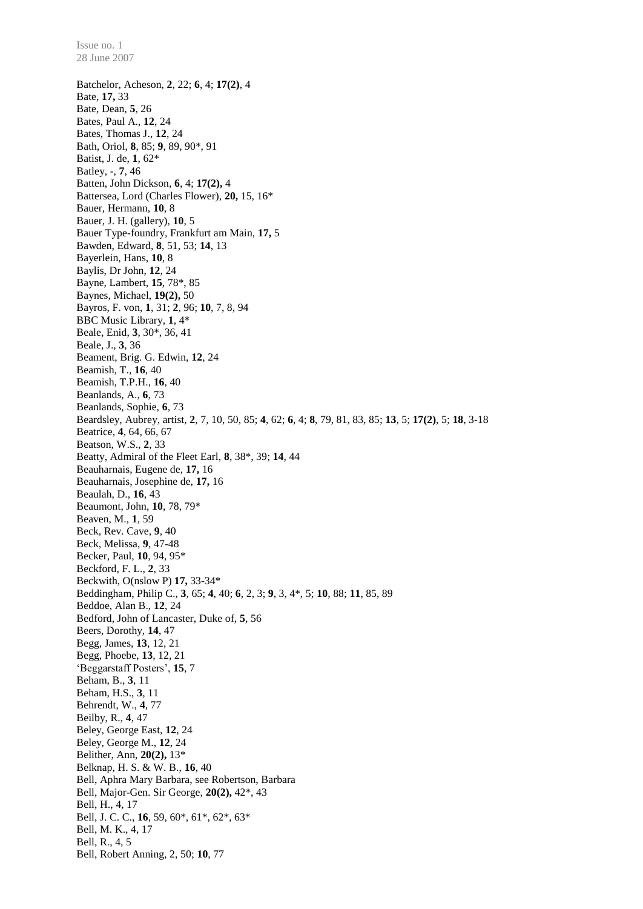Batchelor, Acheson, **2**, 22; **6**, 4; **17(2)**, 4
Bate, **17,** 33
Bate, Dean, **5**, 26
Bates, Paul A., **12**, 24
Bates, Thomas J., **12**, 24
Bath, Oriol, **8**, 85; **9**, 89, 90*, 91
Batist, J. de, **1**, 62*
Batley, -, **7**, 46
Batten, John Dickson, **6**, 4; **17(2),** 4
Battersea, Lord (Charles Flower), **20,** 15, 16*
Bauer, Hermann, **10**, 8
Bauer, J. H. (gallery), **10**, 5
Bauer Type-foundry, Frankfurt am Main, **17,** 5
Bawden, Edward, **8**, 51, 53; **14**, 13
Bayerlein, Hans, **10**, 8
Baylis, Dr John, **12**, 24
Bayne, Lambert, **15**, 78*, 85
Baynes, Michael, **19(2),** 50
Bayros, F. von, **1**, 31; **2**, 96; **10**, 7, 8, 94
BBC Music Library, **1**, 4*
Beale, Enid, **3**, 30*, 36, 41
Beale, J., **3**, 36
Beament, Brig. G. Edwin, **12**, 24
Beamish, T., **16**, 40
Beamish, T.P.H., **16**, 40
Beanlands, A., **6**, 73
Beanlands, Sophie, **6**, 73
Beardsley, Aubrey, artist, **2**, 7, 10, 50, 85; **4**, 62; **6**, 4; **8**, 79, 81, 83, 85; **13**, 5; **17(2)**, 5; **18**, 3-18
Beatrice, **4**, 64, 66, 67
Beatson, W.S., **2**, 33
Beatty, Admiral of the Fleet Earl, **8**, 38*, 39; **14**, 44
Beauharnais, Eugene de, **17,** 16
Beauharnais, Josephine de, **17,** 16
Beaulah, D., **16**, 43
Beaumont, John, **10**, 78, 79*
Beaven, M., **1**, 59
Beck, Rev. Cave, **9**, 40
Beck, Melissa, **9**, 47-48
Becker, Paul, **10**, 94, 95*
Beckford, F. L., **2**, 33
Beckwith, O(nslow P) **17,** 33-34*
Beddingham, Philip C., **3**, 65; **4**, 40; **6**, 2, 3; **9**, 3, 4*, 5; **10**, 88; **11**, 85, 89
Beddoe, Alan B., **12**, 24
Bedford, John of Lancaster, Duke of, **5**, 56
Beers, Dorothy, **14**, 47
Begg, James, **13**, 12, 21
Begg, Phoebe, **13**, 12, 21
'Beggarstaff Posters', **15**, 7
Beham, B., **3**, 11
Beham, H.S., **3**, 11
Behrendt, W., **4**, 77
Beilby, R., **4**, 47
Beley, George East, **12**, 24
Beley, George M., **12**, 24
Belither, Ann, **20(2),** 13*
Belknap, H. S. & W. B., **16**, 40
Bell, Aphra Mary Barbara, see Robertson, Barbara
Bell, Major-Gen. Sir George, **20(2),** 42*, 43
Bell, H., 4, 17
Bell, J. C. C., **16**, 59, 60*, 61*, 62*, 63*
Bell, M. K., 4, 17
Bell, R., 4, 5
Bell, Robert Anning, 2, 50; **10**, 77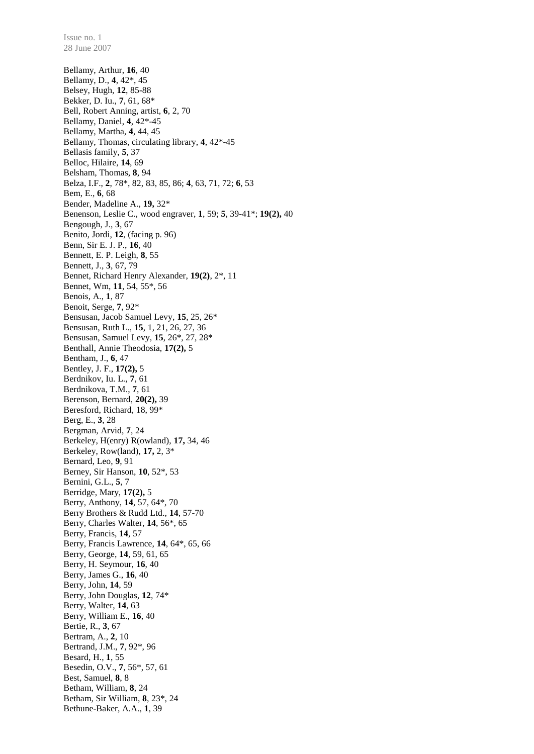Bellamy, Arthur, **16**, 40
Bellamy, D., **4**, 42*, 45
Belsey, Hugh, **12**, 85-88
Bekker, D. Iu., **7**, 61, 68*
Bell, Robert Anning, artist, **6**, 2, 70
Bellamy, Daniel, **4**, 42*-45
Bellamy, Martha, **4**, 44, 45
Bellamy, Thomas, circulating library, **4**, 42*-45
Bellasis family, **5**, 37
Belloc, Hilaire, **14**, 69
Belsham, Thomas, **8**, 94
Belza, I.F., **2**, 78*, 82, 83, 85, 86; **4**, 63, 71, 72; **6**, 53
Bem, E., **6**, 68
Bender, Madeline A., **19,** 32*
Benenson, Leslie C., wood engraver, **1**, 59; **5**, 39-41*; **19(2),** 40
Bengough, J., **3**, 67
Benito, Jordi, **12**, (facing p. 96)
Benn, Sir E. J. P., **16**, 40
Bennett, E. P. Leigh, **8**, 55
Bennett, J., **3**, 67, 79
Bennet, Richard Henry Alexander, **19(2)**, 2*, 11
Bennet, Wm, **11**, 54, 55*, 56
Benois, A., **1**, 87
Benoit, Serge, **7**, 92*
Bensusan, Jacob Samuel Levy, **15**, 25, 26*
Bensusan, Ruth L., **15**, 1, 21, 26, 27, 36
Bensusan, Samuel Levy, **15**, 26*, 27, 28*
Benthall, Annie Theodosia, **17(2),** 5
Bentham, J., **6**, 47
Bentley, J. F., **17(2),** 5
Berdnikov, Iu. L., **7**, 61
Berdnikova, T.M., **7**, 61
Berenson, Bernard, **20(2),** 39
Beresford, Richard, 18, 99*
Berg, E., **3**, 28
Bergman, Arvid, **7**, 24
Berkeley, H(enry) R(owland), **17,** 34, 46
Berkeley, Row(land), **17,** 2, 3*
Bernard, Leo, **9**, 91
Berney, Sir Hanson, **10**, 52*, 53
Bernini, G.L., **5**, 7
Berridge, Mary, **17(2),** 5
Berry, Anthony, **14**, 57, 64*, 70
Berry Brothers & Rudd Ltd., **14**, 57-70
Berry, Charles Walter, **14**, 56*, 65
Berry, Francis, **14**, 57
Berry, Francis Lawrence, **14**, 64*, 65, 66
Berry, George, **14**, 59, 61, 65
Berry, H. Seymour, **16**, 40
Berry, James G., **16**, 40
Berry, John, **14**, 59
Berry, John Douglas, **12**, 74*
Berry, Walter, **14**, 63
Berry, William E., **16**, 40
Bertie, R., **3**, 67
Bertram, A., **2**, 10
Bertrand, J.M., **7**, 92*, 96
Besard, H., **1**, 55
Besedin, O.V., **7**, 56*, 57, 61
Best, Samuel, **8**, 8
Betham, William, **8**, 24
Betham, Sir William, **8**, 23*, 24
Bethune-Baker, A.A., **1**, 39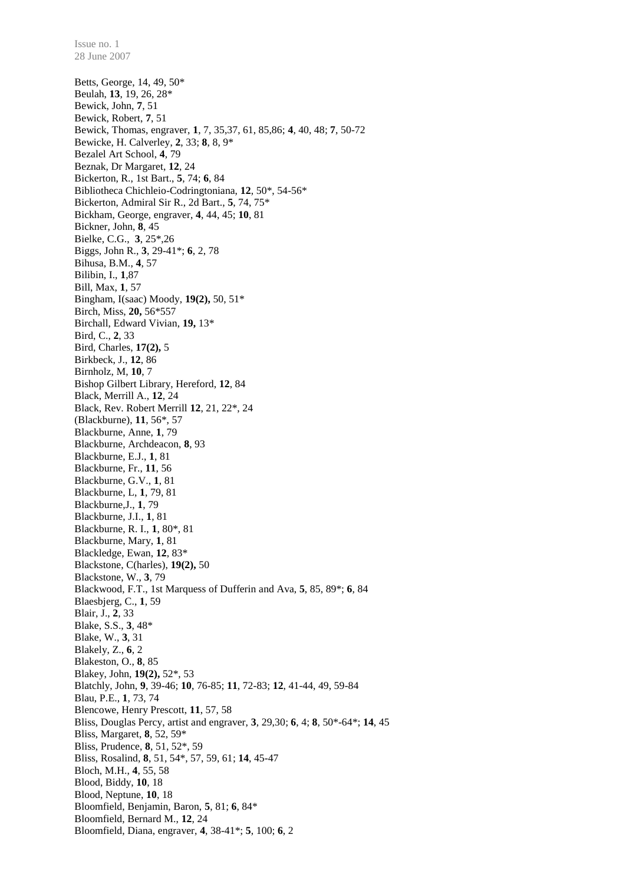Betts, George, 14, 49, 50*  
Beulah, **13**, 19, 26, 28*  
Bewick, John, **7**, 51  
Bewick, Robert, **7**, 51  
Bewick, Thomas, engraver, **1**, 7, 35,37, 61, 85,86; **4**, 40, 48; **7**, 50-72  
Bewicke, H. Calverley, **2**, 33; **8**, 8, 9*  
Bezalel Art School, **4**, 79  
Beznak, Dr Margaret, **12**, 24  
Bickerton, R., 1st Bart., **5**, 74; **6**, 84  
Bibliotheca Chichleio-Codringtoniana, **12**, 50*, 54-56*  
Bickerton, Admiral Sir R., 2d Bart., **5**, 74, 75*  
Bickham, George, engraver, **4**, 44, 45; **10**, 81  
Bickner, John, **8**, 45  
Bielke, C.G., **3**, 25*,26  
Biggs, John R., **3**, 29-41*; **6**, 2, 78  
Bihusa, B.M., **4**, 57  
Bilibin, I., **1**,87  
Bill, Max, **1**, 57  
Bingham, I(saac) Moody, **19(2),** 50, 51*  
Birch, Miss, **20,** 56*557  
Birchall, Edward Vivian, **19,** 13*  
Bird, C., **2**, 33  
Bird, Charles, **17(2),** 5  
Birkbeck, J., **12**, 86  
Birnholz, M, **10**, 7  
Bishop Gilbert Library, Hereford, **12**, 84  
Black, Merrill A., **12**, 24  
Black, Rev. Robert Merrill **12**, 21, 22*, 24  
(Blackburne), **11**, 56*, 57  
Blackburne, Anne, **1**, 79  
Blackburne, Archdeacon, **8**, 93  
Blackburne, E.J., **1**, 81  
Blackburne, Fr., **11**, 56  
Blackburne, G.V., **1**, 81  
Blackburne, L, **1**, 79, 81  
Blackburne,J., **1**, 79  
Blackburne, J.I., **1**, 81  
Blackburne, R. I., **1**, 80*, 81  
Blackburne, Mary, **1**, 81  
Blackledge, Ewan, **12**, 83*  
Blackstone, C(harles), **19(2),** 50  
Blackstone, W., **3**, 79  
Blackwood, F.T., 1st Marquess of Dufferin and Ava, **5**, 85, 89*; **6**, 84  
Blaesbjerg, C., **1**, 59  
Blair, J., **2**, 33  
Blake, S.S., **3**, 48*  
Blake, W., **3**, 31  
Blakely, Z., **6**, 2  
Blakeston, O., **8**, 85  
Blakey, John, **19(2),** 52*, 53  
Blatchly, John, **9**, 39-46; **10**, 76-85; **11**, 72-83; **12**, 41-44, 49, 59-84  
Blau, P.E., **1**, 73, 74  
Blencowe, Henry Prescott, **11**, 57, 58  
Bliss, Douglas Percy, artist and engraver, **3**, 29,30; **6**, 4; **8**, 50*-64*; **14**, 45  
Bliss, Margaret, **8**, 52, 59*  
Bliss, Prudence, **8**, 51, 52*, 59  
Bliss, Rosalind, **8**, 51, 54*, 57, 59, 61; **14**, 45-47  
Bloch, M.H., **4**, 55, 58  
Blood, Biddy, **10**, 18  
Blood, Neptune, **10**, 18  
Bloomfield, Benjamin, Baron, **5**, 81; **6**, 84*  
Bloomfield, Bernard M., **12**, 24  
Bloomfield, Diana, engraver, **4**, 38-41*; **5**, 100; **6**, 2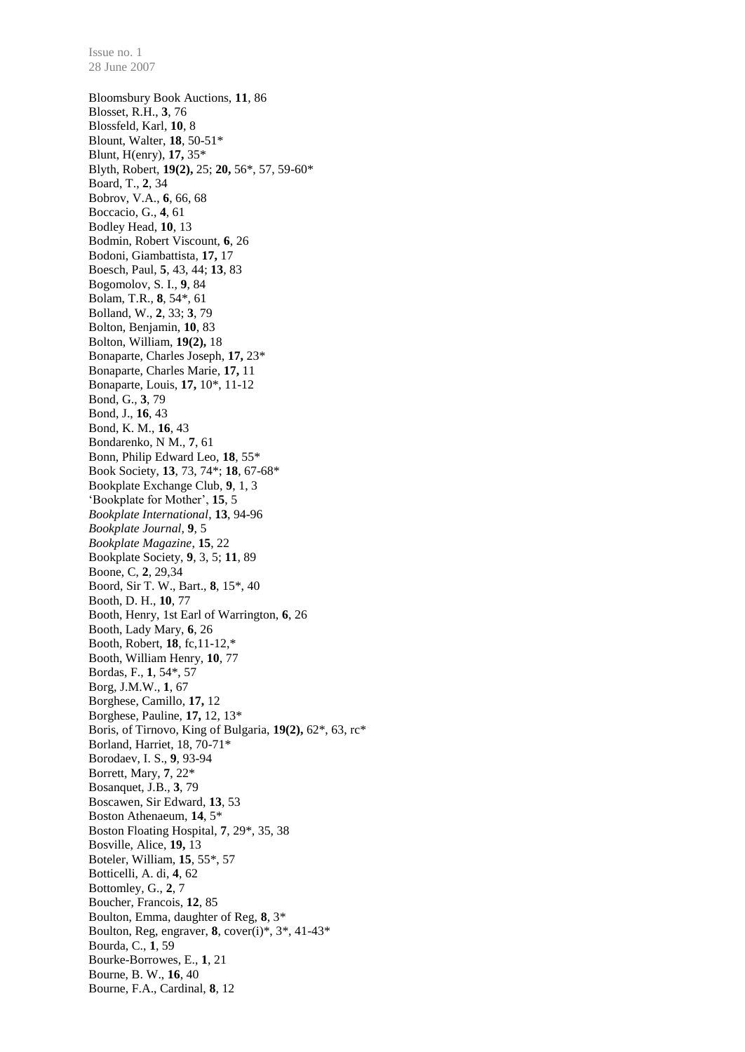Bloomsbury Book Auctions, **11**, 86
Blosset, R.H., **3**, 76
Blossfeld, Karl, **10**, 8
Blount, Walter, **18**, 50-51*
Blunt, H(enry), **17,** 35*
Blyth, Robert, **19(2),** 25; **20,** 56*, 57, 59-60*
Board, T., **2**, 34
Bobrov, V.A., **6**, 66, 68
Boccacio, G., **4**, 61
Bodley Head, **10**, 13
Bodmin, Robert Viscount, **6**, 26
Bodoni, Giambattista, **17,** 17
Boesch, Paul, **5**, 43, 44; **13**, 83
Bogomolov, S. I., **9**, 84
Bolam, T.R., **8**, 54*, 61
Bolland, W., **2**, 33; **3**, 79
Bolton, Benjamin, **10**, 83
Bolton, William, **19(2),** 18
Bonaparte, Charles Joseph, **17,** 23*
Bonaparte, Charles Marie, **17,** 11
Bonaparte, Louis, **17,** 10*, 11-12
Bond, G., **3**, 79
Bond, J., **16**, 43
Bond, K. M., **16**, 43
Bondarenko, N M., **7**, 61
Bonn, Philip Edward Leo, **18**, 55*
Book Society, **13**, 73, 74*; **18**, 67-68*
Bookplate Exchange Club, **9**, 1, 3
'Bookplate for Mother', **15**, 5
*Bookplate International*, **13**, 94-96
*Bookplate Journal*, **9**, 5
*Bookplate Magazine*, **15**, 22
Bookplate Society, **9**, 3, 5; **11**, 89
Boone, C, **2**, 29,34
Boord, Sir T. W., Bart., **8**, 15*, 40
Booth, D. H., **10**, 77
Booth, Henry, 1st Earl of Warrington, **6**, 26
Booth, Lady Mary, **6**, 26
Booth, Robert, **18**, fc,11-12,*
Booth, William Henry, **10**, 77
Bordas, F., **1**, 54*, 57
Borg, J.M.W., **1**, 67
Borghese, Camillo, **17,** 12
Borghese, Pauline, **17,** 12, 13*
Boris, of Tirnovo, King of Bulgaria, **19(2),** 62*, 63, rc*
Borland, Harriet, 18, 70-71*
Borodaev, I. S., **9**, 93-94
Borrett, Mary, **7**, 22*
Bosanquet, J.B., **3**, 79
Boscawen, Sir Edward, **13**, 53
Boston Athenaeum, **14**, 5*
Boston Floating Hospital, **7**, 29*, 35, 38
Bosville, Alice, **19,** 13
Boteler, William, **15**, 55*, 57
Botticelli, A. di, **4**, 62
Bottomley, G., **2**, 7
Boucher, Francois, **12**, 85
Boulton, Emma, daughter of Reg, **8**, 3*
Boulton, Reg, engraver, **8**, cover(i)*, 3*, 41-43*
Bourda, C., **1**, 59
Bourke-Borrowes, E., **1**, 21
Bourne, B. W., **16**, 40
Bourne, F.A., Cardinal, **8**, 12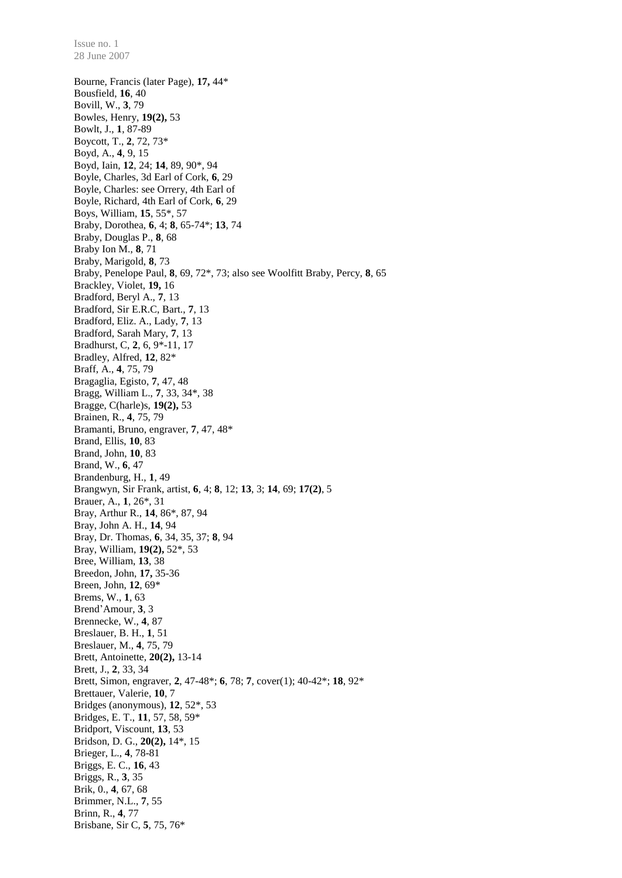Bourne, Francis (later Page), **17,** 44*
Bousfield, **16**, 40
Bovill, W., **3**, 79
Bowles, Henry, **19(2),** 53
Bowlt, J., **1**, 87-89
Boycott, T., **2**, 72, 73*
Boyd, A., **4**, 9, 15
Boyd, Iain, **12**, 24; **14**, 89, 90*, 94
Boyle, Charles, 3d Earl of Cork, **6**, 29
Boyle, Charles: see Orrery, 4th Earl of
Boyle, Richard, 4th Earl of Cork, **6**, 29
Boys, William, **15**, 55*, 57
Braby, Dorothea, **6**, 4; **8**, 65-74*; **13**, 74
Braby, Douglas P., **8**, 68
Braby Ion M., **8**, 71
Braby, Marigold, **8**, 73
Braby, Penelope Paul, **8**, 69, 72*, 73; also see Woolfitt Braby, Percy, **8**, 65
Brackley, Violet, **19,** 16
Bradford, Beryl A., **7**, 13
Bradford, Sir E.R.C, Bart., **7**, 13
Bradford, Eliz. A., Lady, **7**, 13
Bradford, Sarah Mary, **7**, 13
Bradhurst, C, **2**, 6, 9*-11, 17
Bradley, Alfred, **12**, 82*
Braff, A., **4**, 75, 79
Bragaglia, Egisto, **7**, 47, 48
Bragg, William L., **7**, 33, 34*, 38
Bragge, C(harle)s, **19(2),** 53
Brainen, R., **4**, 75, 79
Bramanti, Bruno, engraver, **7**, 47, 48*
Brand, Ellis, **10**, 83
Brand, John, **10**, 83
Brand, W., **6**, 47
Brandenburg, H., **1**, 49
Brangwyn, Sir Frank, artist, **6**, 4; **8**, 12; **13**, 3; **14**, 69; **17(2)**, 5
Brauer, A., **1**, 26*, 31
Bray, Arthur R., **14**, 86*, 87, 94
Bray, John A. H., **14**, 94
Bray, Dr. Thomas, **6**, 34, 35, 37; **8**, 94
Bray, William, **19(2),** 52*, 53
Bree, William, **13**, 38
Breedon, John, **17,** 35-36
Breen, John, **12**, 69*
Brems, W., **1**, 63
Brend'Amour, **3**, 3
Brennecke, W., **4**, 87
Breslauer, B. H., **1**, 51
Breslauer, M., **4**, 75, 79
Brett, Antoinette, **20(2),** 13-14
Brett, J., **2**, 33, 34
Brett, Simon, engraver, **2**, 47-48*; **6**, 78; **7**, cover(1); 40-42*; **18**, 92*
Brettauer, Valerie, **10**, 7
Bridges (anonymous), **12**, 52*, 53
Bridges, E. T., **11**, 57, 58, 59*
Bridport, Viscount, **13**, 53
Bridson, D. G., **20(2),** 14*, 15
Brieger, L., **4**, 78-81
Briggs, E. C., **16**, 43
Briggs, R., **3**, 35
Brik, 0., **4**, 67, 68
Brimmer, N.L., **7**, 55
Brinn, R., **4**, 77
Brisbane, Sir C, **5**, 75, 76*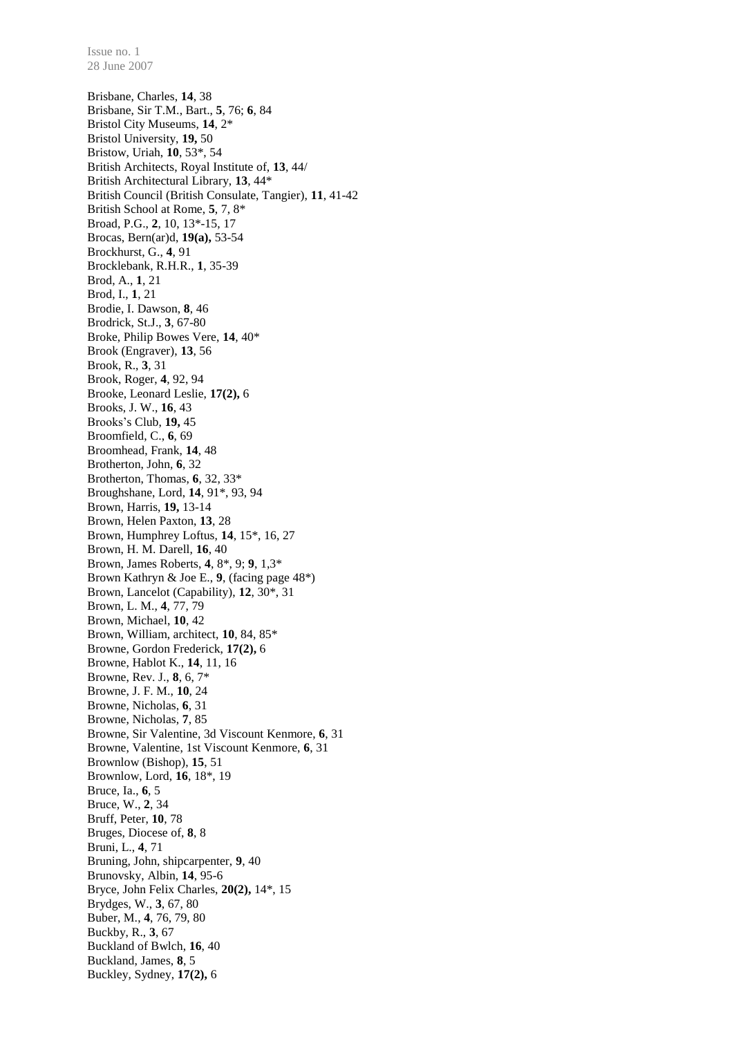Brisbane, Charles, **14**, 38
Brisbane, Sir T.M., Bart., **5**, 76; **6**, 84
Bristol City Museums, **14**, 2*
Bristol University, **19,** 50
Bristow, Uriah, **10**, 53*, 54
British Architects, Royal Institute of, **13**, 44/
British Architectural Library, **13**, 44*
British Council (British Consulate, Tangier), **11**, 41-42
British School at Rome, **5**, 7, 8*
Broad, P.G., **2**, 10, 13*-15, 17
Brocas, Bern(ar)d, **19(a),** 53-54
Brockhurst, G., **4**, 91
Brocklebank, R.H.R., **1**, 35-39
Brod, A., **1**, 21
Brod, I., **1**, 21
Brodie, I. Dawson, **8**, 46
Brodrick, St.J., **3**, 67-80
Broke, Philip Bowes Vere, **14**, 40*
Brook (Engraver), **13**, 56
Brook, R., **3**, 31
Brook, Roger, **4**, 92, 94
Brooke, Leonard Leslie, **17(2),** 6
Brooks, J. W., **16**, 43
Brooks's Club, **19,** 45
Broomfield, C., **6**, 69
Broomhead, Frank, **14**, 48
Brotherton, John, **6**, 32
Brotherton, Thomas, **6**, 32, 33*
Broughshane, Lord, **14**, 91*, 93, 94
Brown, Harris, **19,** 13-14
Brown, Helen Paxton, **13**, 28
Brown, Humphrey Loftus, **14**, 15*, 16, 27
Brown, H. M. Darell, **16**, 40
Brown, James Roberts, **4**, 8*, 9; **9**, 1,3*
Brown Kathryn & Joe E., **9**, (facing page 48*)
Brown, Lancelot (Capability), **12**, 30*, 31
Brown, L. M., **4**, 77, 79
Brown, Michael, **10**, 42
Brown, William, architect, **10**, 84, 85*
Browne, Gordon Frederick, **17(2),** 6
Browne, Hablot K., **14**, 11, 16
Browne, Rev. J., **8**, 6, 7*
Browne, J. F. M., **10**, 24
Browne, Nicholas, **6**, 31
Browne, Nicholas, **7**, 85
Browne, Sir Valentine, 3d Viscount Kenmore, **6**, 31
Browne, Valentine, 1st Viscount Kenmore, **6**, 31
Brownlow (Bishop), **15**, 51
Brownlow, Lord, **16**, 18*, 19
Bruce, Ia., **6**, 5
Bruce, W., **2**, 34
Bruff, Peter, **10**, 78
Bruges, Diocese of, **8**, 8
Bruni, L., **4**, 71
Bruning, John, shipcarpenter, **9**, 40
Brunovsky, Albin, **14**, 95-6
Bryce, John Felix Charles, **20(2),** 14*, 15
Brydges, W., **3**, 67, 80
Buber, M., **4**, 76, 79, 80
Buckby, R., **3**, 67
Buckland of Bwlch, **16**, 40
Buckland, James, **8**, 5
Buckley, Sydney, **17(2),** 6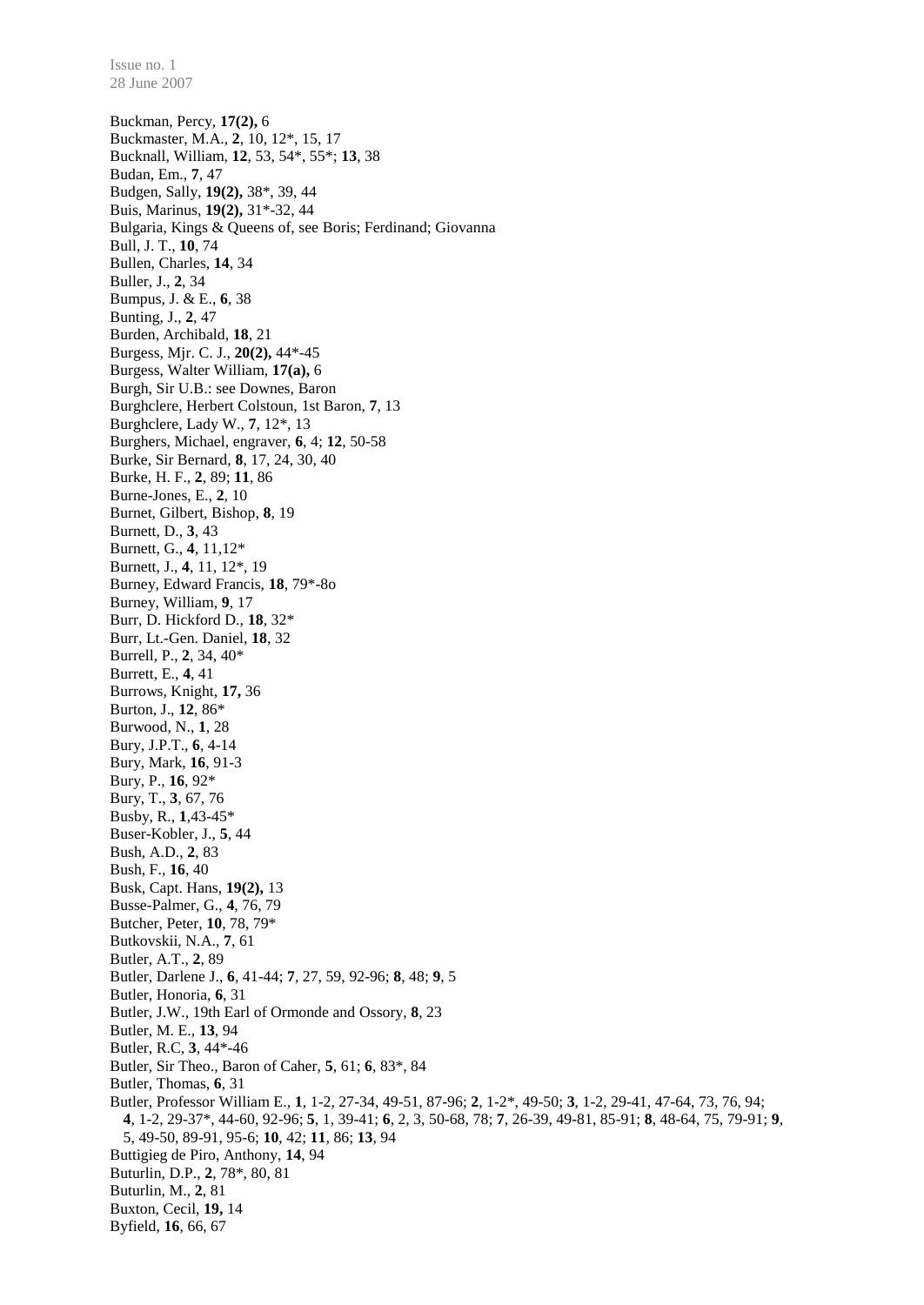Buckman, Percy, **17(2),** 6
Buckmaster, M.A., **2**, 10, 12*, 15, 17
Bucknall, William, **12**, 53, 54*, 55*; **13**, 38
Budan, Em., **7**, 47
Budgen, Sally, **19(2),** 38*, 39, 44
Buis, Marinus, **19(2),** 31*-32, 44
Bulgaria, Kings & Queens of, see Boris; Ferdinand; Giovanna
Bull, J. T., **10**, 74
Bullen, Charles, **14**, 34
Buller, J., **2**, 34
Bumpus, J. & E., **6**, 38
Bunting, J., **2**, 47
Burden, Archibald, **18**, 21
Burgess, Mjr. C. J., **20(2),** 44*-45
Burgess, Walter William, **17(a),** 6
Burgh, Sir U.B.: see Downes, Baron
Burghclere, Herbert Colstoun, 1st Baron, **7**, 13
Burghclere, Lady W., **7**, 12*, 13
Burghers, Michael, engraver, **6**, 4; **12**, 50-58
Burke, Sir Bernard, **8**, 17, 24, 30, 40
Burke, H. F., **2**, 89; **11**, 86
Burne-Jones, E., **2**, 10
Burnet, Gilbert, Bishop, **8**, 19
Burnett, D., **3**, 43
Burnett, G., **4**, 11,12*
Burnett, J., **4**, 11, 12*, 19
Burney, Edward Francis, **18**, 79*-8o
Burney, William, **9**, 17
Burr, D. Hickford D., **18**, 32*
Burr, Lt.-Gen. Daniel, **18**, 32
Burrell, P., **2**, 34, 40*
Burrett, E., **4**, 41
Burrows, Knight, **17,** 36
Burton, J., **12**, 86*
Burwood, N., **1**, 28
Bury, J.P.T., **6**, 4-14
Bury, Mark, **16**, 91-3
Bury, P., **16**, 92*
Bury, T., **3**, 67, 76
Busby, R., **1**,43-45*
Buser-Kobler, J., **5**, 44
Bush, A.D., **2**, 83
Bush, F., **16**, 40
Busk, Capt. Hans, **19(2),** 13
Busse-Palmer, G., **4**, 76, 79
Butcher, Peter, **10**, 78, 79*
Butkovskii, N.A., **7**, 61
Butler, A.T., **2**, 89
Butler, Darlene J., **6**, 41-44; **7**, 27, 59, 92-96; **8**, 48; **9**, 5
Butler, Honoria, **6**, 31
Butler, J.W., 19th Earl of Ormonde and Ossory, **8**, 23
Butler, M. E., **13**, 94
Butler, R.C, **3**, 44*-46
Butler, Sir Theo., Baron of Caher, **5**, 61; **6**, 83*, 84
Butler, Thomas, **6**, 31
Butler, Professor William E., **1**, 1-2, 27-34, 49-51, 87-96; **2**, 1-2*, 49-50; **3**, 1-2, 29-41, 47-64, 73, 76, 94; **4**, 1-2, 29-37*, 44-60, 92-96; **5**, 1, 39-41; **6**, 2, 3, 50-68, 78; **7**, 26-39, 49-81, 85-91; **8**, 48-64, 75, 79-91; **9**, 5, 49-50, 89-91, 95-6; **10**, 42; **11**, 86; **13**, 94
Buttigieg de Piro, Anthony, **14**, 94
Buturlin, D.P., **2**, 78*, 80, 81
Buturlin, M., **2**, 81
Buxton, Cecil, **19,** 14
Byfield, **16**, 66, 67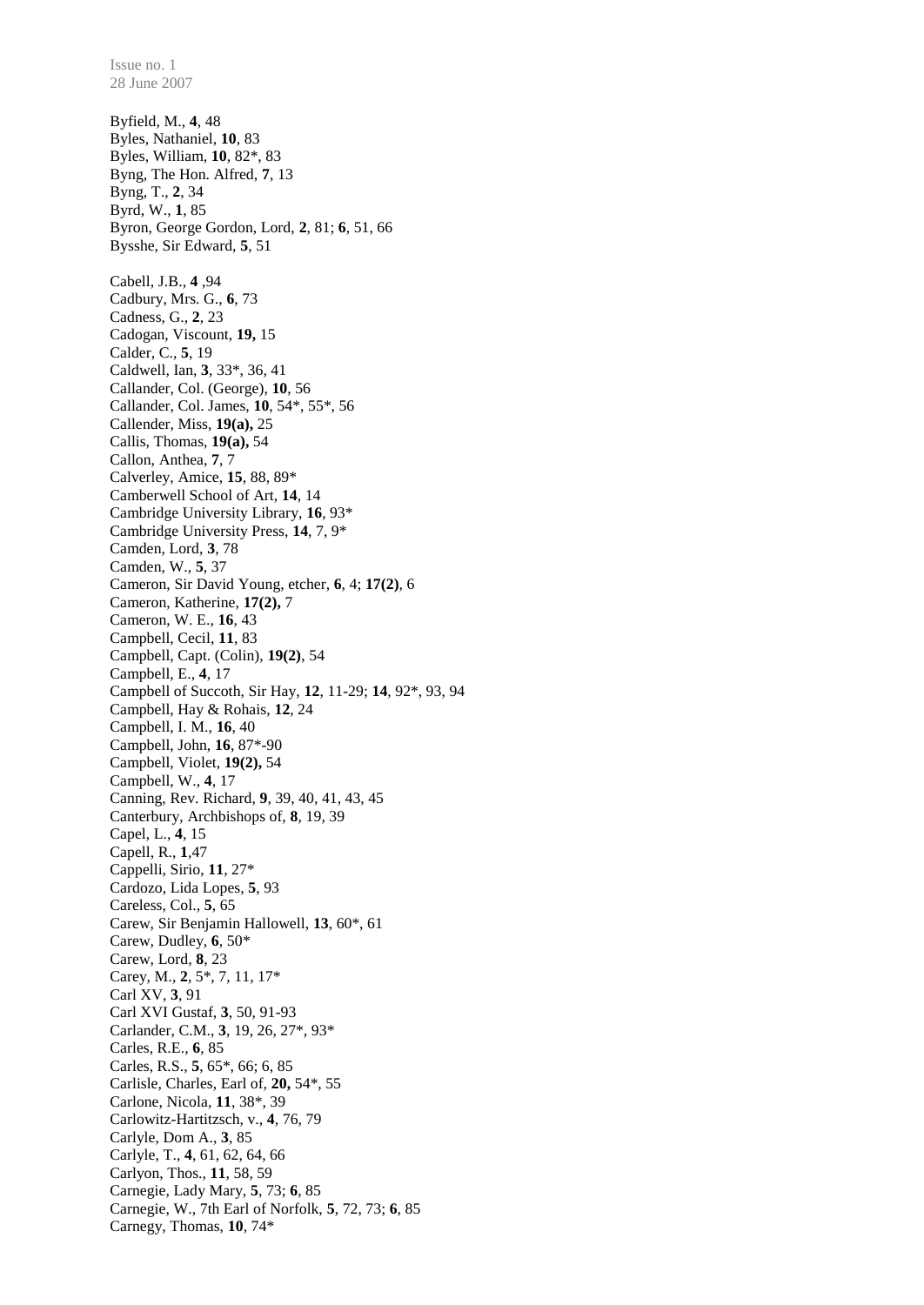Byfield, M., **4**, 48
Byles, Nathaniel, **10**, 83
Byles, William, **10**, 82*, 83
Byng, The Hon. Alfred, **7**, 13
Byng, T., **2**, 34
Byrd, W., **1**, 85
Byron, George Gordon, Lord, **2**, 81; **6**, 51, 66
Bysshe, Sir Edward, **5**, 51

Cabell, J.B., **4** ,94
Cadbury, Mrs. G., **6**, 73
Cadness, G., **2**, 23
Cadogan, Viscount, **19,** 15
Calder, C., **5**, 19
Caldwell, Ian, **3**, 33*, 36, 41
Callander, Col. (George), **10**, 56
Callander, Col. James, **10**, 54*, 55*, 56
Callender, Miss, **19(a),** 25
Callis, Thomas, **19(a),** 54
Callon, Anthea, **7**, 7
Calverley, Amice, **15**, 88, 89*
Camberwell School of Art, **14**, 14
Cambridge University Library, **16**, 93*
Cambridge University Press, **14**, 7, 9*
Camden, Lord, **3**, 78
Camden, W., **5**, 37
Cameron, Sir David Young, etcher, **6**, 4; **17(2)**, 6
Cameron, Katherine, **17(2),** 7
Cameron, W. E., **16**, 43
Campbell, Cecil, **11**, 83
Campbell, Capt. (Colin), **19(2)**, 54
Campbell, E., **4**, 17
Campbell of Succoth, Sir Hay, **12**, 11-29; **14**, 92*, 93, 94
Campbell, Hay & Rohais, **12**, 24
Campbell, I. M., **16**, 40
Campbell, John, **16**, 87*-90
Campbell, Violet, **19(2),** 54
Campbell, W., **4**, 17
Canning, Rev. Richard, **9**, 39, 40, 41, 43, 45
Canterbury, Archbishops of, **8**, 19, 39
Capel, L., **4**, 15
Capell, R., **1**,47
Cappelli, Sirio, **11**, 27*
Cardozo, Lida Lopes, **5**, 93
Careless, Col., **5**, 65
Carew, Sir Benjamin Hallowell, **13**, 60*, 61
Carew, Dudley, **6**, 50*
Carew, Lord, **8**, 23
Carey, M., **2**, 5*, 7, 11, 17*
Carl XV, **3**, 91
Carl XVI Gustaf, **3**, 50, 91-93
Carlander, C.M., **3**, 19, 26, 27*, 93*
Carles, R.E., **6**, 85
Carles, R.S., **5**, 65*, 66; 6, 85
Carlisle, Charles, Earl of, **20,** 54*, 55
Carlone, Nicola, **11**, 38*, 39
Carlowitz-Hartitzsch, v., **4**, 76, 79
Carlyle, Dom A., **3**, 85
Carlyle, T., **4**, 61, 62, 64, 66
Carlyon, Thos., **11**, 58, 59
Carnegie, Lady Mary, **5**, 73; **6**, 85
Carnegie, W., 7th Earl of Norfolk, **5**, 72, 73; **6**, 85
Carnegy, Thomas, **10**, 74*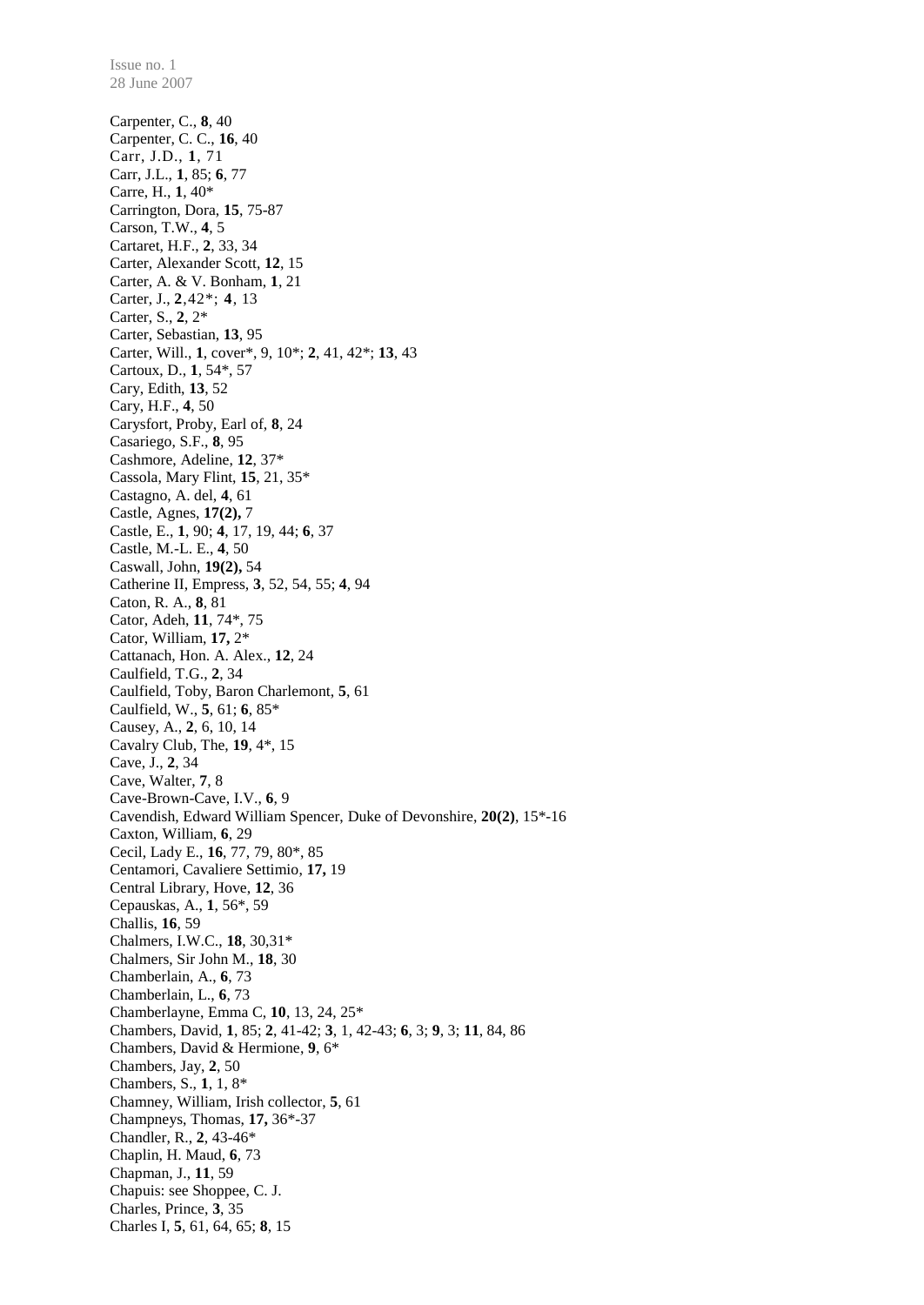Carpenter, C., **8**, 40
Carpenter, C. C., **16**, 40
Carr, J.D., **1**, 71
Carr, J.L., **1**, 85; **6**, 77
Carre, H., **1**, 40*
Carrington, Dora, **15**, 75-87
Carson, T.W., **4**, 5
Cartaret, H.F., **2**, 33, 34
Carter, Alexander Scott, **12**, 15
Carter, A. & V. Bonham, **1**, 21
Carter, J., **2**, 42*; **4**, 13
Carter, S., **2**, 2*
Carter, Sebastian, **13**, 95
Carter, Will., **1**, cover*, 9, 10*; **2**, 41, 42*; **13**, 43
Cartoux, D., **1**, 54*, 57
Cary, Edith, **13**, 52
Cary, H.F., **4**, 50
Carysfort, Proby, Earl of, **8**, 24
Casariego, S.F., **8**, 95
Cashmore, Adeline, **12**, 37*
Cassola, Mary Flint, **15**, 21, 35*
Castagno, A. del, **4**, 61
Castle, Agnes, **17(2),** 7
Castle, E., **1**, 90; **4**, 17, 19, 44; **6**, 37
Castle, M.-L. E., **4**, 50
Caswall, John, **19(2),** 54
Catherine II, Empress, **3**, 52, 54, 55; **4**, 94
Caton, R. A., **8**, 81
Cator, Adeh, **11**, 74*, 75
Cator, William, **17,** 2*
Cattanach, Hon. A. Alex., **12**, 24
Caulfield, T.G., **2**, 34
Caulfield, Toby, Baron Charlemont, **5**, 61
Caulfield, W., **5**, 61; **6**, 85*
Causey, A., **2**, 6, 10, 14
Cavalry Club, The, **19**, 4*, 15
Cave, J., **2**, 34
Cave, Walter, **7**, 8
Cave-Brown-Cave, I.V., **6**, 9
Cavendish, Edward William Spencer, Duke of Devonshire, **20(2)**, 15*-16
Caxton, William, **6**, 29
Cecil, Lady E., **16**, 77, 79, 80*, 85
Centamori, Cavaliere Settimio, **17,** 19
Central Library, Hove, **12**, 36
Cepauskas, A., **1**, 56*, 59
Challis, **16**, 59
Chalmers, I.W.C., **18**, 30,31*
Chalmers, Sir John M., **18**, 30
Chamberlain, A., **6**, 73
Chamberlain, L., **6**, 73
Chamberlayne, Emma C, **10**, 13, 24, 25*
Chambers, David, **1**, 85; **2**, 41-42; **3**, 1, 42-43; **6**, 3; **9**, 3; **11**, 84, 86
Chambers, David & Hermione, **9**, 6*
Chambers, Jay, **2**, 50
Chambers, S., **1**, 1, 8*
Chamney, William, Irish collector, **5**, 61
Champneys, Thomas, **17,** 36*-37
Chandler, R., **2**, 43-46*
Chaplin, H. Maud, **6**, 73
Chapman, J., **11**, 59
Chapuis: see Shoppee, C. J.
Charles, Prince, **3**, 35
Charles I, **5**, 61, 64, 65; **8**, 15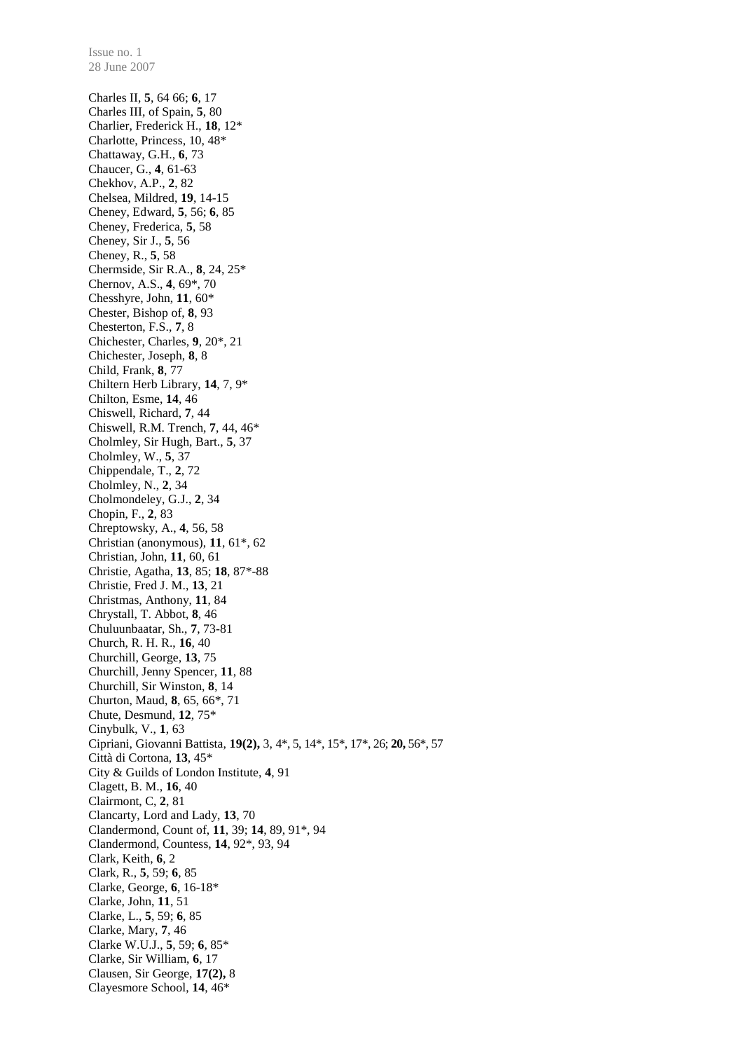Charles II, **5**, 64 66; **6**, 17
Charles III, of Spain, **5**, 80
Charlier, Frederick H., **18**, 12*
Charlotte, Princess, 10, 48*
Chattaway, G.H., **6**, 73
Chaucer, G., **4**, 61-63
Chekhov, A.P., **2**, 82
Chelsea, Mildred, **19**, 14-15
Cheney, Edward, **5**, 56; **6**, 85
Cheney, Frederica, **5**, 58
Cheney, Sir J., **5**, 56
Cheney, R., **5**, 58
Chermside, Sir R.A., **8**, 24, 25*
Chernov, A.S., **4**, 69*, 70
Chesshyre, John, **11**, 60*
Chester, Bishop of, **8**, 93
Chesterton, F.S., **7**, 8
Chichester, Charles, **9**, 20*, 21
Chichester, Joseph, **8**, 8
Child, Frank, **8**, 77
Chiltern Herb Library, **14**, 7, 9*
Chilton, Esme, **14**, 46
Chiswell, Richard, **7**, 44
Chiswell, R.M. Trench, **7**, 44, 46*
Cholmley, Sir Hugh, Bart., **5**, 37
Cholmley, W., **5**, 37
Chippendale, T., **2**, 72
Cholmley, N., **2**, 34
Cholmondeley, G.J., **2**, 34
Chopin, F., **2**, 83
Chreptowsky, A., **4**, 56, 58
Christian (anonymous), **11**, 61*, 62
Christian, John, **11**, 60, 61
Christie, Agatha, **13**, 85; **18**, 87*-88
Christie, Fred J. M., **13**, 21
Christmas, Anthony, **11**, 84
Chrystall, T. Abbot, **8**, 46
Chuluunbaatar, Sh., **7**, 73-81
Church, R. H. R., **16**, 40
Churchill, George, **13**, 75
Churchill, Jenny Spencer, **11**, 88
Churchill, Sir Winston, **8**, 14
Churton, Maud, **8**, 65, 66*, 71
Chute, Desmond, **12**, 75*
Cinybulk, V., **1**, 63
Cipriani, Giovanni Battista, **19(2),** 3, 4*, 5, 14*, 15*, 17*, 26; **20,** 56*, 57
Città di Cortona, **13**, 45*
City & Guilds of London Institute, **4**, 91
Clagett, B. M., **16**, 40
Clairmont, C, **2**, 81
Clancarty, Lord and Lady, **13**, 70
Clandermond, Count of, **11**, 39; **14**, 89, 91*, 94
Clandermond, Countess, **14**, 92*, 93, 94
Clark, Keith, **6**, 2
Clark, R., **5**, 59; **6**, 85
Clarke, George, **6**, 16-18*
Clarke, John, **11**, 51
Clarke, L., **5**, 59; **6**, 85
Clarke, Mary, **7**, 46
Clarke W.U.J., **5**, 59; **6**, 85*
Clarke, Sir William, **6**, 17
Clausen, Sir George, **17(2),** 8
Clayesmore School, **14**, 46*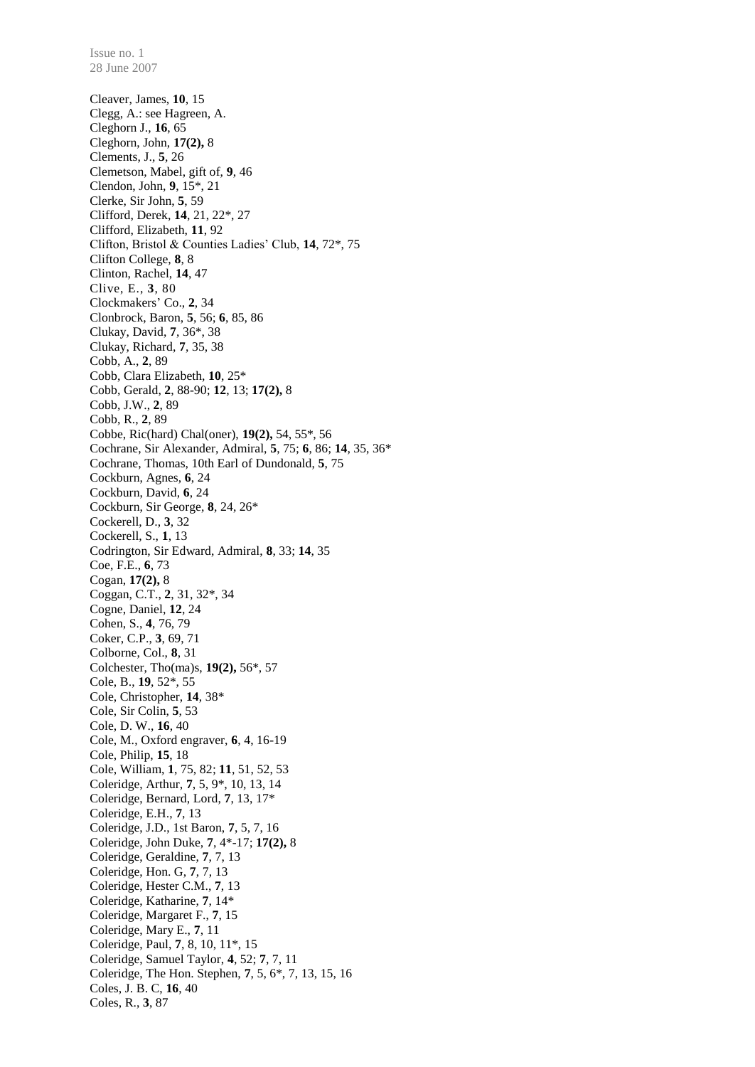Cleaver, James, **10**, 15
Clegg, A.: see Hagreen, A.
Cleghorn J., **16**, 65
Cleghorn, John, **17(2),** 8
Clements, J., **5**, 26
Clemetson, Mabel, gift of, **9**, 46
Clendon, John, **9**, 15*, 21
Clerke, Sir John, **5**, 59
Clifford, Derek, **14**, 21, 22*, 27
Clifford, Elizabeth, **11**, 92
Clifton, Bristol & Counties Ladies' Club, **14**, 72*, 75
Clifton College, **8**, 8
Clinton, Rachel, **14**, 47
Clive, E., **3**, 80
Clockmakers' Co., **2**, 34
Clonbrock, Baron, **5**, 56; **6**, 85, 86
Clukay, David, **7**, 36*, 38
Clukay, Richard, **7**, 35, 38
Cobb, A., **2**, 89
Cobb, Clara Elizabeth, **10**, 25*
Cobb, Gerald, **2**, 88-90; **12**, 13; **17(2),** 8
Cobb, J.W., **2**, 89
Cobb, R., **2**, 89
Cobbe, Ric(hard) Chal(oner), **19(2),** 54, 55*, 56
Cochrane, Sir Alexander, Admiral, **5**, 75; **6**, 86; **14**, 35, 36*
Cochrane, Thomas, 10th Earl of Dundonald, **5**, 75
Cockburn, Agnes, **6**, 24
Cockburn, David, **6**, 24
Cockburn, Sir George, **8**, 24, 26*
Cockerell, D., **3**, 32
Cockerell, S., **1**, 13
Codrington, Sir Edward, Admiral, **8**, 33; **14**, 35
Coe, F.E., **6**, 73
Cogan, **17(2),** 8
Coggan, C.T., **2**, 31, 32*, 34
Cogne, Daniel, **12**, 24
Cohen, S., **4**, 76, 79
Coker, C.P., **3**, 69, 71
Colborne, Col., **8**, 31
Colchester, Tho(ma)s, **19(2),** 56*, 57
Cole, B., **19**, 52*, 55
Cole, Christopher, **14**, 38*
Cole, Sir Colin, **5**, 53
Cole, D. W., **16**, 40
Cole, M., Oxford engraver, **6**, 4, 16-19
Cole, Philip, **15**, 18
Cole, William, **1**, 75, 82; **11**, 51, 52, 53
Coleridge, Arthur, **7**, 5, 9*, 10, 13, 14
Coleridge, Bernard, Lord, **7**, 13, 17*
Coleridge, E.H., **7**, 13
Coleridge, J.D., 1st Baron, **7**, 5, 7, 16
Coleridge, John Duke, **7**, 4*-17; **17(2),** 8
Coleridge, Geraldine, **7**, 7, 13
Coleridge, Hon. G, **7**, 7, 13
Coleridge, Hester C.M., **7**, 13
Coleridge, Katharine, **7**, 14*
Coleridge, Margaret F., **7**, 15
Coleridge, Mary E., **7**, 11
Coleridge, Paul, **7**, 8, 10, 11*, 15
Coleridge, Samuel Taylor, **4**, 52; **7**, 7, 11
Coleridge, The Hon. Stephen, **7**, 5, 6*, 7, 13, 15, 16
Coles, J. B. C, **16**, 40
Coles, R., **3**, 87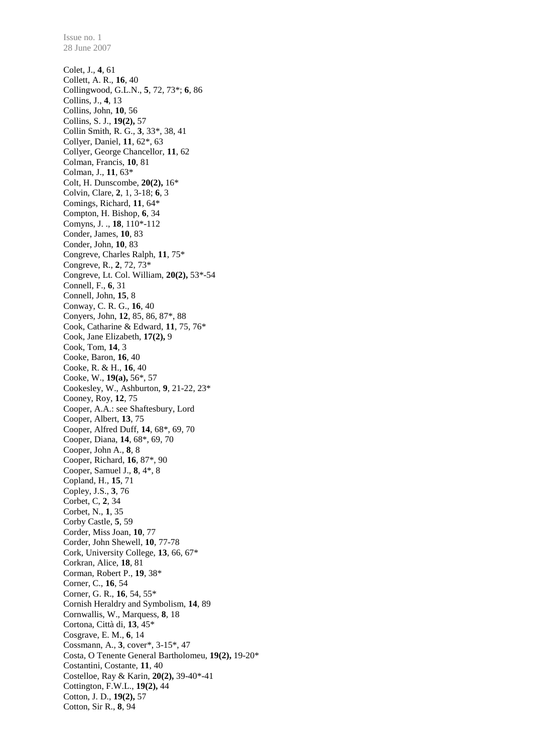Colet, J., **4**, 61
Collett, A. R., **16**, 40
Collingwood, G.L.N., **5**, 72, 73*; **6**, 86
Collins, J., **4**, 13
Collins, John, **10**, 56
Collins, S. J., **19(2),** 57
Collin Smith, R. G., **3**, 33*, 38, 41
Collyer, Daniel, **11**, 62*, 63
Collyer, George Chancellor, **11**, 62
Colman, Francis, **10**, 81
Colman, J., **11**, 63*
Colt, H. Dunscombe, **20(2),** 16*
Colvin, Clare, **2**, 1, 3-18; **6**, 3
Comings, Richard, **11**, 64*
Compton, H. Bishop, **6**, 34
Comyns, J. ., **18**, 110*-112
Conder, James, **10**, 83
Conder, John, **10**, 83
Congreve, Charles Ralph, **11**, 75*
Congreve, R., **2**, 72, 73*
Congreve, Lt. Col. William, **20(2),** 53*-54
Connell, F., **6**, 31
Connell, John, **15**, 8
Conway, C. R. G., **16**, 40
Conyers, John, **12**, 85, 86, 87*, 88
Cook, Catharine & Edward, **11**, 75, 76*
Cook, Jane Elizabeth, **17(2),** 9
Cook, Tom, **14**, 3
Cooke, Baron, **16**, 40
Cooke, R. & H., **16**, 40
Cooke, W., **19(a),** 56*, 57
Cookesley, W., Ashburton, **9**, 21-22, 23*
Cooney, Roy, **12**, 75
Cooper, A.A.: see Shaftesbury, Lord
Cooper, Albert, **13**, 75
Cooper, Alfred Duff, **14**, 68*, 69, 70
Cooper, Diana, **14**, 68*, 69, 70
Cooper, John A., **8**, 8
Cooper, Richard, **16**, 87*, 90
Cooper, Samuel J., **8**, 4*, 8
Copland, H., **15**, 71
Copley, J.S., **3**, 76
Corbet, C, **2**, 34
Corbet, N., **1**, 35
Corby Castle, **5**, 59
Corder, Miss Joan, **10**, 77
Corder, John Shewell, **10**, 77-78
Cork, University College, **13**, 66, 67*
Corkran, Alice, **18**, 81
Corman, Robert P., **19**, 38*
Corner, C., **16**, 54
Corner, G. R., **16**, 54, 55*
Cornish Heraldry and Symbolism, **14**, 89
Cornwallis, W., Marquess, **8**, 18
Cortona, Città di, **13**, 45*
Cosgrave, E. M., **6**, 14
Cossmann, A., **3**, cover*, 3-15*, 47
Costa, O Tenente General Bartholomeu, **19(2),** 19-20*
Costantini, Costante, **11**, 40
Costelloe, Ray & Karin, **20(2),** 39-40*-41
Cottington, F.W.L., **19(2),** 44
Cotton, J. D., **19(2),** 57
Cotton, Sir R., **8**, 94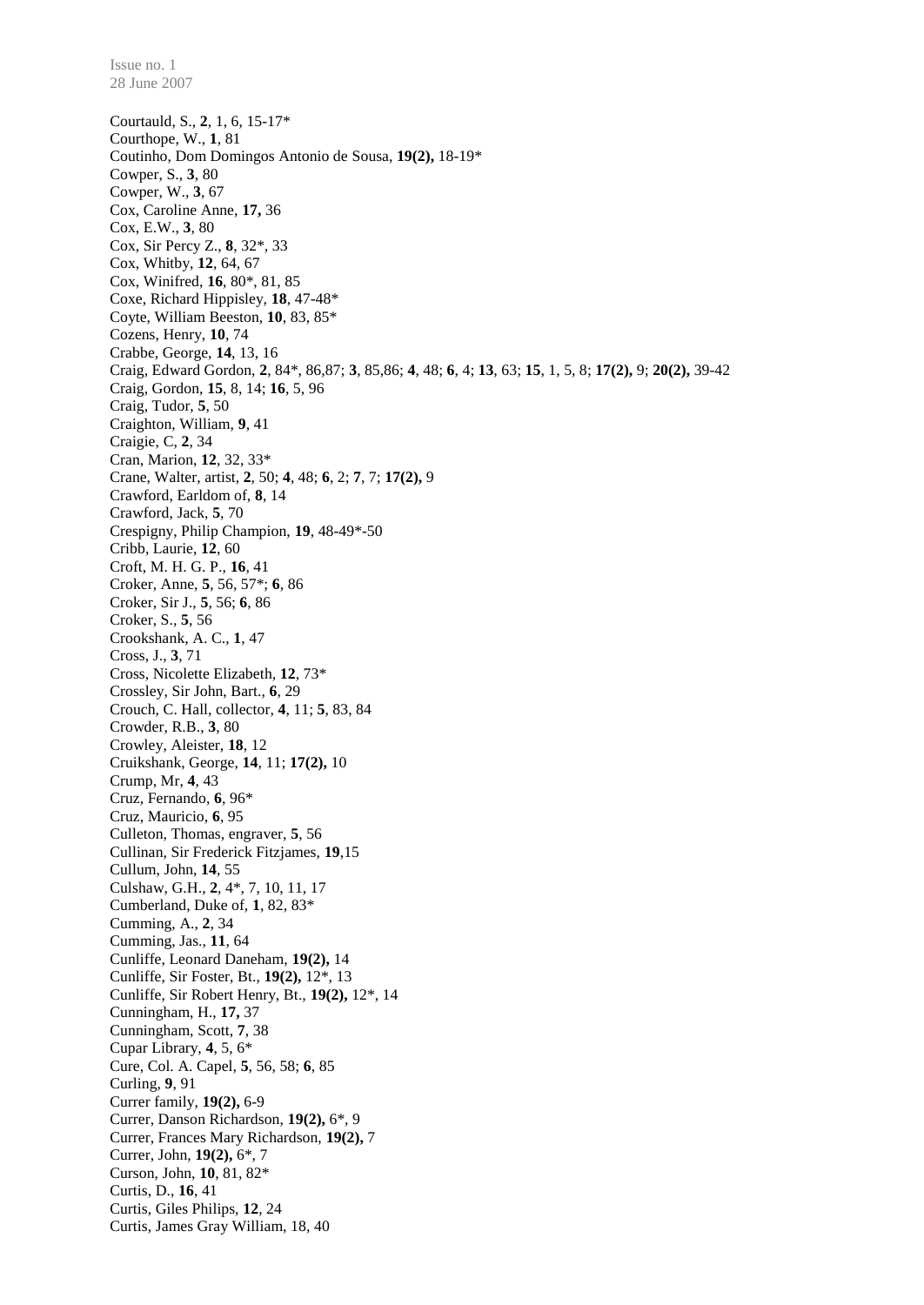Courtauld, S., **2**, 1, 6, 15-17*
Courthope, W., **1**, 81
Coutinho, Dom Domingos Antonio de Sousa, **19(2),** 18-19*
Cowper, S., **3**, 80
Cowper, W., **3**, 67
Cox, Caroline Anne, **17,** 36
Cox, E.W., **3**, 80
Cox, Sir Percy Z., **8**, 32*, 33
Cox, Whitby, **12**, 64, 67
Cox, Winifred, **16**, 80*, 81, 85
Coxe, Richard Hippisley, **18**, 47-48*
Coyte, William Beeston, **10**, 83, 85*
Cozens, Henry, **10**, 74
Crabbe, George, **14**, 13, 16
Craig, Edward Gordon, **2**, 84*, 86,87; **3**, 85,86; **4**, 48; **6**, 4; **13**, 63; **15**, 1, 5, 8; **17(2),** 9; **20(2),** 39-42
Craig, Gordon, **15**, 8, 14; **16**, 5, 96
Craig, Tudor, **5**, 50
Craighton, William, **9**, 41
Craigie, C, **2**, 34
Cran, Marion, **12**, 32, 33*
Crane, Walter, artist, **2**, 50; **4**, 48; **6**, 2; **7**, 7; **17(2),** 9
Crawford, Earldom of, **8**, 14
Crawford, Jack, **5**, 70
Crespigny, Philip Champion, **19**, 48-49*-50
Cribb, Laurie, **12**, 60
Croft, M. H. G. P., **16**, 41
Croker, Anne, **5**, 56, 57*; **6**, 86
Croker, Sir J., **5**, 56; **6**, 86
Croker, S., **5**, 56
Crookshank, A. C., **1**, 47
Cross, J., **3**, 71
Cross, Nicolette Elizabeth, **12**, 73*
Crossley, Sir John, Bart., **6**, 29
Crouch, C. Hall, collector, **4**, 11; **5**, 83, 84
Crowder, R.B., **3**, 80
Crowley, Aleister, **18**, 12
Cruikshank, George, **14**, 11; **17(2),** 10
Crump, Mr, **4**, 43
Cruz, Fernando, **6**, 96*
Cruz, Mauricio, **6**, 95
Culleton, Thomas, engraver, **5**, 56
Cullinan, Sir Frederick Fitzjames, **19**,15
Cullum, John, **14**, 55
Culshaw, G.H., **2**, 4*, 7, 10, 11, 17
Cumberland, Duke of, **1**, 82, 83*
Cumming, A., **2**, 34
Cumming, Jas., **11**, 64
Cunliffe, Leonard Daneham, **19(2),** 14
Cunliffe, Sir Foster, Bt., **19(2),** 12*, 13
Cunliffe, Sir Robert Henry, Bt., **19(2),** 12*, 14
Cunningham, H., **17,** 37
Cunningham, Scott, **7**, 38
Cupar Library, **4**, 5, 6*
Cure, Col. A. Capel, **5**, 56, 58; **6**, 85
Curling, **9**, 91
Currer family, **19(2),** 6-9
Currer, Danson Richardson, **19(2),** 6*, 9
Currer, Frances Mary Richardson, **19(2),** 7
Currer, John, **19(2),** 6*, 7
Curson, John, **10**, 81, 82*
Curtis, D., **16**, 41
Curtis, Giles Philips, **12**, 24
Curtis, James Gray William, 18, 40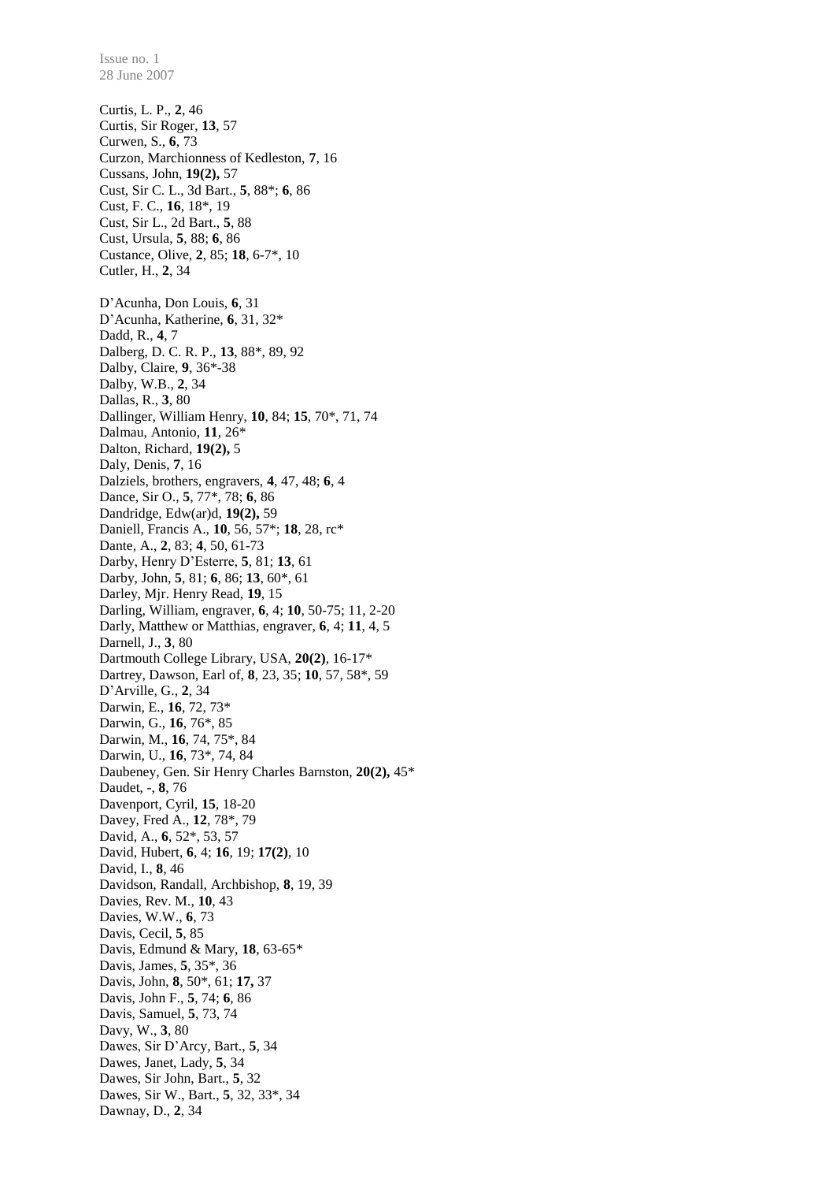Curtis, L. P., **2**, 46
Curtis, Sir Roger, **13**, 57
Curwen, S., **6**, 73
Curzon, Marchionness of Kedleston, **7**, 16
Cussans, John, **19(2),** 57
Cust, Sir C. L., 3d Bart., **5**, 88*; **6**, 86
Cust, F. C., **16**, 18*, 19
Cust, Sir L., 2d Bart., **5**, 88
Cust, Ursula, **5**, 88; **6**, 86
Custance, Olive, **2**, 85; **18**, 6-7*, 10
Cutler, H., **2**, 34

D'Acunha, Don Louis, **6**, 31
D'Acunha, Katherine, **6**, 31, 32*
Dadd, R., **4**, 7
Dalberg, D. C. R. P., **13**, 88*, 89, 92
Dalby, Claire, **9**, 36*-38
Dalby, W.B., **2**, 34
Dallas, R., **3**, 80
Dallinger, William Henry, **10**, 84; **15**, 70*, 71, 74
Dalmau, Antonio, **11**, 26*
Dalton, Richard, **19(2),** 5
Daly, Denis, **7**, 16
Dalziels, brothers, engravers, **4**, 47, 48; **6**, 4
Dance, Sir O., **5**, 77*, 78; **6**, 86
Dandridge, Edw(ar)d, **19(2),** 59
Daniell, Francis A., **10**, 56, 57*; **18**, 28, rc*
Dante, A., **2**, 83; **4**, 50, 61-73
Darby, Henry D'Esterre, **5**, 81; **13**, 61
Darby, John, **5**, 81; **6**, 86; **13**, 60*, 61
Darley, Mjr. Henry Read, **19**, 15
Darling, William, engraver, **6**, 4; **10**, 50-75; 11, 2-20
Darly, Matthew or Matthias, engraver, **6**, 4; **11**, 4, 5
Darnell, J., **3**, 80
Dartmouth College Library, USA, **20(2)**, 16-17*
Dartrey, Dawson, Earl of, **8**, 23, 35; **10**, 57, 58*, 59
D'Arville, G., **2**, 34
Darwin, E., **16**, 72, 73*
Darwin, G., **16**, 76*, 85
Darwin, M., **16**, 74, 75*, 84
Darwin, U., **16**, 73*, 74, 84
Daubeney, Gen. Sir Henry Charles Barnston, **20(2),** 45*
Daudet, -, **8**, 76
Davenport, Cyril, **15**, 18-20
Davey, Fred A., **12**, 78*, 79
David, A., **6**, 52*, 53, 57
David, Hubert, **6**, 4; **16**, 19; **17(2)**, 10
David, I., **8**, 46
Davidson, Randall, Archbishop, **8**, 19, 39
Davies, Rev. M., **10**, 43
Davies, W.W., **6**, 73
Davis, Cecil, **5**, 85
Davis, Edmund & Mary, **18**, 63-65*
Davis, James, **5**, 35*, 36
Davis, John, **8**, 50*, 61; **17,** 37
Davis, John F., **5**, 74; **6**, 86
Davis, Samuel, **5**, 73, 74
Davy, W., **3**, 80
Dawes, Sir D'Arcy, Bart., **5**, 34
Dawes, Janet, Lady, **5**, 34
Dawes, Sir John, Bart., **5**, 32
Dawes, Sir W., Bart., **5**, 32, 33*, 34
Dawnay, D., **2**, 34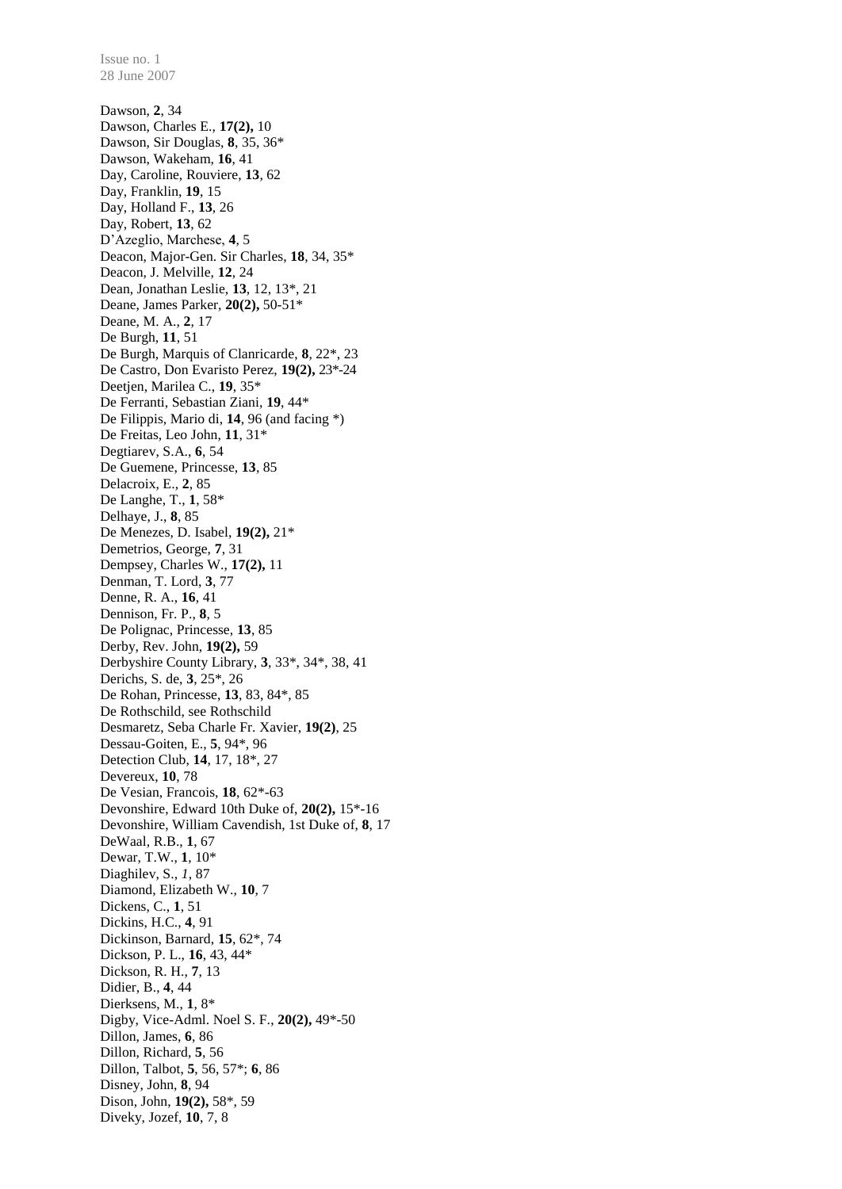Dawson, **2**, 34
Dawson, Charles E., **17(2),** 10
Dawson, Sir Douglas, **8**, 35, 36*
Dawson, Wakeham, **16**, 41
Day, Caroline, Rouviere, **13**, 62
Day, Franklin, **19**, 15
Day, Holland F., **13**, 26
Day, Robert, **13**, 62
D'Azeglio, Marchese, **4**, 5
Deacon, Major-Gen. Sir Charles, **18**, 34, 35*
Deacon, J. Melville, **12**, 24
Dean, Jonathan Leslie, **13**, 12, 13*, 21
Deane, James Parker, **20(2),** 50-51*
Deane, M. A., **2**, 17
De Burgh, **11**, 51
De Burgh, Marquis of Clanricarde, **8**, 22*, 23
De Castro, Don Evaristo Perez, **19(2),** 23*-24
Deetjen, Marilea C., **19**, 35*
De Ferranti, Sebastian Ziani, **19**, 44*
De Filippis, Mario di, **14**, 96 (and facing *)
De Freitas, Leo John, **11**, 31*
Degtiarev, S.A., **6**, 54
De Guemene, Princesse, **13**, 85
Delacroix, E., **2**, 85
De Langhe, T., **1**, 58*
Delhaye, J., **8**, 85
De Menezes, D. Isabel, **19(2),** 21*
Demetrios, George, **7**, 31
Dempsey, Charles W., **17(2),** 11
Denman, T. Lord, **3**, 77
Denne, R. A., **16**, 41
Dennison, Fr. P., **8**, 5
De Polignac, Princesse, **13**, 85
Derby, Rev. John, **19(2),** 59
Derbyshire County Library, **3**, 33*, 34*, 38, 41
Derichs, S. de, **3**, 25*, 26
De Rohan, Princesse, **13**, 83, 84*, 85
De Rothschild, see Rothschild
Desmaretz, Seba Charle Fr. Xavier, **19(2)**, 25
Dessau-Goiten, E., **5**, 94*, 96
Detection Club, **14**, 17, 18*, 27
Devereux, **10**, 78
De Vesian, Francois, **18**, 62*-63
Devonshire, Edward 10th Duke of, **20(2),** 15*-16
Devonshire, William Cavendish, 1st Duke of, **8**, 17
DeWaal, R.B., **1**, 67
Dewar, T.W., **1**, 10*
Diaghilev, S., *1*, 87
Diamond, Elizabeth W., **10**, 7
Dickens, C., **1**, 51
Dickins, H.C., **4**, 91
Dickinson, Barnard, **15**, 62*, 74
Dickson, P. L., **16**, 43, 44*
Dickson, R. H., **7**, 13
Didier, B., **4**, 44
Dierksens, M., **1**, 8*
Digby, Vice-Adml. Noel S. F., **20(2),** 49*-50
Dillon, James, **6**, 86
Dillon, Richard, **5**, 56
Dillon, Talbot, **5**, 56, 57*; **6**, 86
Disney, John, **8**, 94
Dison, John, **19(2),** 58*, 59
Diveky, Jozef, **10**, 7, 8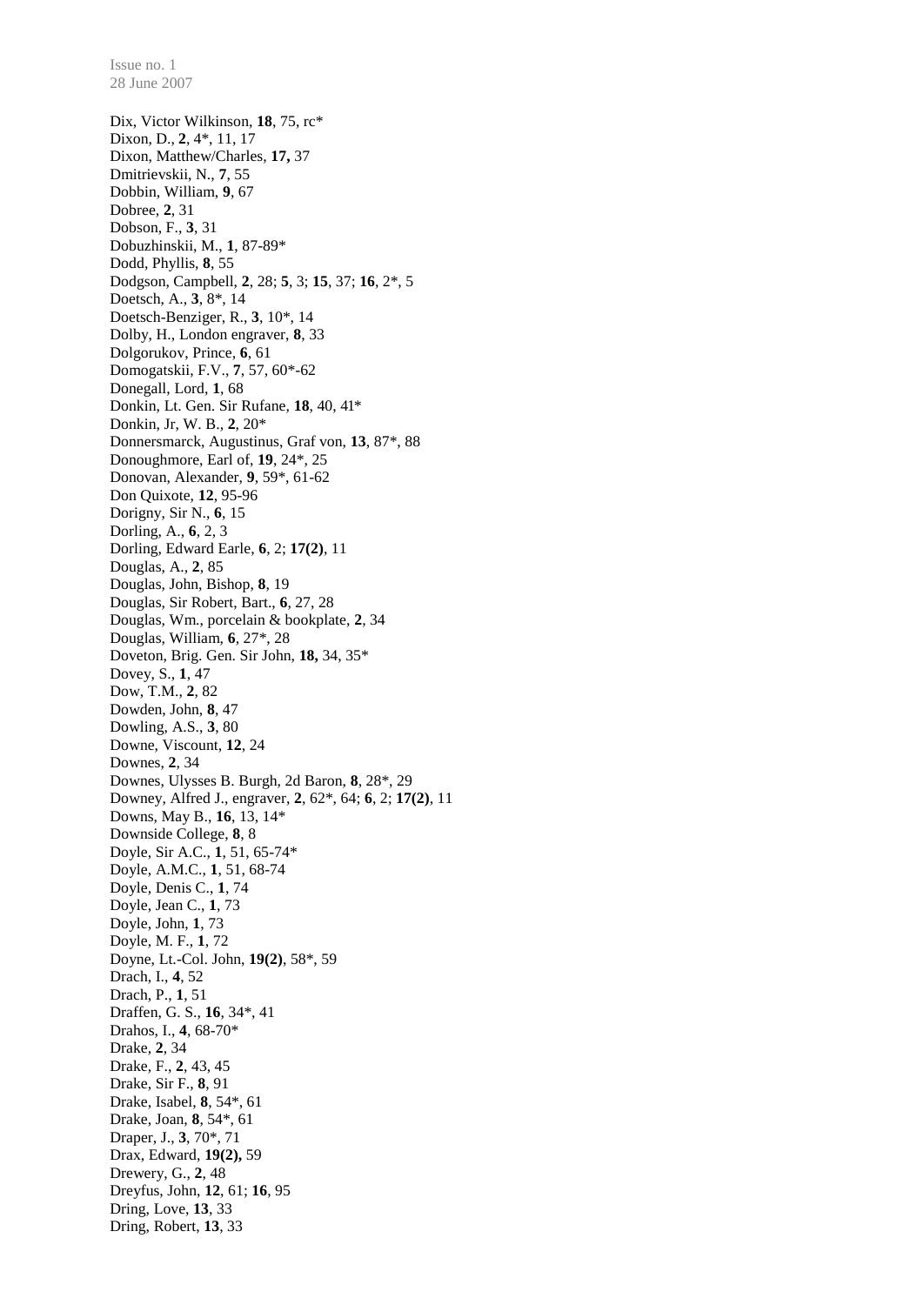Dix, Victor Wilkinson, **18**, 75, rc*
Dixon, D., **2**, 4*, 11, 17
Dixon, Matthew/Charles, **17,** 37
Dmitrievskii, N., **7**, 55
Dobbin, William, **9**, 67
Dobree, **2**, 31
Dobson, F., **3**, 31
Dobuzhinskii, M., **1**, 87-89*
Dodd, Phyllis, **8**, 55
Dodgson, Campbell, **2**, 28; **5**, 3; **15**, 37; **16**, 2*, 5
Doetsch, A., **3**, 8*, 14
Doetsch-Benziger, R., **3**, 10*, 14
Dolby, H., London engraver, **8**, 33
Dolgorukov, Prince, **6**, 61
Domogatskii, F.V., **7**, 57, 60*-62
Donegall, Lord, **1**, 68
Donkin, Lt. Gen. Sir Rufane, **18**, 40, 41*
Donkin, Jr, W. B., **2**, 20*
Donnersmarck, Augustinus, Graf von, **13**, 87*, 88
Donoughmore, Earl of, **19**, 24*, 25
Donovan, Alexander, **9**, 59*, 61-62
Don Quixote, **12**, 95-96
Dorigny, Sir N., **6**, 15
Dorling, A., **6**, 2, 3
Dorling, Edward Earle, **6**, 2; **17(2)**, 11
Douglas, A., **2**, 85
Douglas, John, Bishop, **8**, 19
Douglas, Sir Robert, Bart., **6**, 27, 28
Douglas, Wm., porcelain & bookplate, **2**, 34
Douglas, William, **6**, 27*, 28
Doveton, Brig. Gen. Sir John, **18,** 34, 35*
Dovey, S., **1**, 47
Dow, T.M., **2**, 82
Dowden, John, **8**, 47
Dowling, A.S., **3**, 80
Downe, Viscount, **12**, 24
Downes, **2**, 34
Downes, Ulysses B. Burgh, 2d Baron, **8**, 28*, 29
Downey, Alfred J., engraver, **2**, 62*, 64; **6**, 2; **17(2)**, 11
Downs, May B., **16**, 13, 14*
Downside College, **8**, 8
Doyle, Sir A.C., **1**, 51, 65-74*
Doyle, A.M.C., **1**, 51, 68-74
Doyle, Denis C., **1**, 74
Doyle, Jean C., **1**, 73
Doyle, John, **1**, 73
Doyle, M. F., **1**, 72
Doyne, Lt.-Col. John, **19(2)**, 58*, 59
Drach, I., **4**, 52
Drach, P., **1**, 51
Draffen, G. S., **16**, 34*, 41
Drahos, I., **4**, 68-70*
Drake, **2**, 34
Drake, F., **2**, 43, 45
Drake, Sir F., **8**, 91
Drake, Isabel, **8**, 54*, 61
Drake, Joan, **8**, 54*, 61
Draper, J., **3**, 70*, 71
Drax, Edward, **19(2),** 59
Drewery, G., **2**, 48
Dreyfus, John, **12**, 61; **16**, 95
Dring, Love, **13**, 33
Dring, Robert, **13**, 33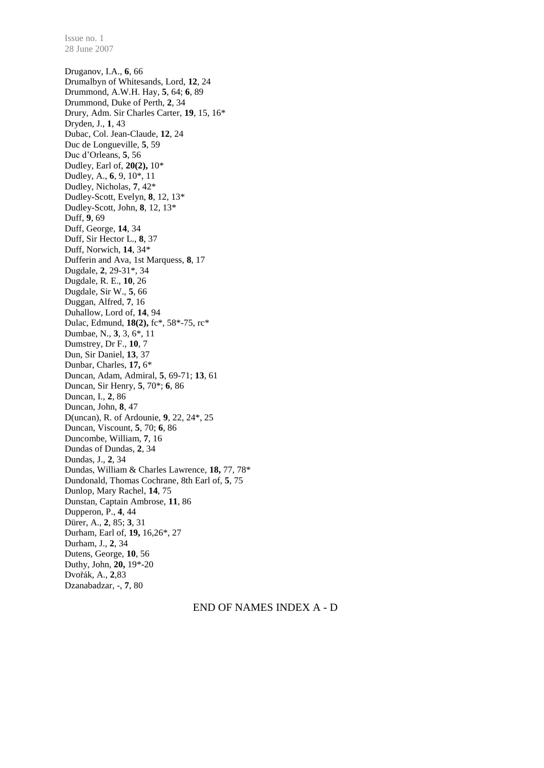Druganov, I.A., **6**, 66
Drumalbyn of Whitesands, Lord, **12**, 24
Drummond, A.W.H. Hay, **5**, 64; **6**, 89
Drummond, Duke of Perth, **2**, 34
Drury, Adm. Sir Charles Carter, **19**, 15, 16*
Dryden, J., **1**, 43
Dubac, Col. Jean-Claude, **12**, 24
Duc de Longueville, **5**, 59
Duc d'Orleans, **5**, 56
Dudley, Earl of, **20(2),** 10*
Dudley, A., **6**, 9, 10*, 11
Dudley, Nicholas, **7**, 42*
Dudley-Scott, Evelyn, **8**, 12, 13*
Dudley-Scott, John, **8**, 12, 13*
Duff, **9**, 69
Duff, George, **14**, 34
Duff, Sir Hector L., **8**, 37
Duff, Norwich, **14**, 34*
Dufferin and Ava, 1st Marquess, **8**, 17
Dugdale, **2**, 29-31*, 34
Dugdale, R. E., **10**, 26
Dugdale, Sir W., **5**, 66
Duggan, Alfred, **7**, 16
Duhallow, Lord of, **14**, 94
Dulac, Edmund, **18(2),** fc*, 58*-75, rc*
Dumbae, N., **3**, 3, 6*, 11
Dumstrey, Dr F., **10**, 7
Dun, Sir Daniel, **13**, 37
Dunbar, Charles, **17,** 6*
Duncan, Adam, Admiral, **5**, 69-71; **13**, 61
Duncan, Sir Henry, **5**, 70*; **6**, 86
Duncan, I., **2**, 86
Duncan, John, **8**, 47
D(uncan), R. of Ardounie, **9**, 22, 24*, 25
Duncan, Viscount, **5**, 70; **6**, 86
Duncombe, William, **7**, 16
Dundas of Dundas, **2**, 34
Dundas, J., **2**, 34
Dundas, William & Charles Lawrence, **18,** 77, 78*
Dundonald, Thomas Cochrane, 8th Earl of, **5**, 75
Dunlop, Mary Rachel, **14**, 75
Dunstan, Captain Ambrose, **11**, 86
Dupperon, P., **4**, 44
Dürer, A., **2**, 85; **3**, 31
Durham, Earl of, **19,** 16,26*, 27
Durham, J., **2**, 34
Dutens, George, **10**, 56
Duthy, John, **20,** 19*-20
Dvořák, A., **2**,83
Dzanabadzar, -, **7**, 80

END OF NAMES INDEX A - D